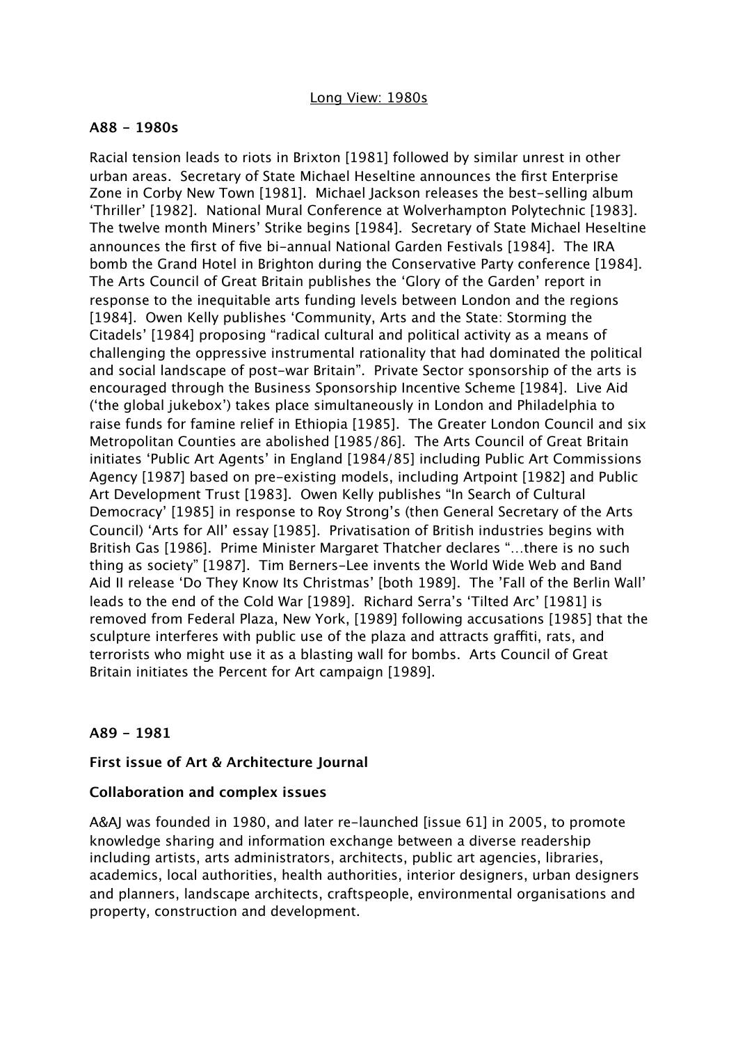Long View: 1980s

**A88 - 1980s**

Racial tension leads to riots in Brixton [1981] followed by similar unrest in other urban areas. Secretary of State Michael Heseltine announces the first Enterprise Zone in Corby New Town [1981]. Michael Jackson releases the best-selling album 'Thriller' [1982]. National Mural Conference at Wolverhampton Polytechnic [1983]. The twelve month Miners' Strike begins [1984]. Secretary of State Michael Heseltine announces the first of five bi-annual National Garden Festivals [1984]. The IRA bomb the Grand Hotel in Brighton during the Conservative Party conference [1984]. The Arts Council of Great Britain publishes the 'Glory of the Garden' report in response to the inequitable arts funding levels between London and the regions [1984]. Owen Kelly publishes 'Community, Arts and the State: Storming the Citadels' [1984] proposing "radical cultural and political activity as a means of challenging the oppressive instrumental rationality that had dominated the political and social landscape of post-war Britain". Private Sector sponsorship of the arts is encouraged through the Business Sponsorship Incentive Scheme [1984]. Live Aid ('the global jukebox') takes place simultaneously in London and Philadelphia to raise funds for famine relief in Ethiopia [1985]. The Greater London Council and six Metropolitan Counties are abolished [1985/86]. The Arts Council of Great Britain initiates 'Public Art Agents' in England [1984/85] including Public Art Commissions Agency [1987] based on pre-existing models, including Artpoint [1982] and Public Art Development Trust [1983]. Owen Kelly publishes "In Search of Cultural Democracy' [1985] in response to Roy Strong's (then General Secretary of the Arts Council) 'Arts for All' essay [1985]. Privatisation of British industries begins with British Gas [1986]. Prime Minister Margaret Thatcher declares "...there is no such thing as society" [1987]. Tim Berners-Lee invents the World Wide Web and Band Aid II release 'Do They Know Its Christmas' [both 1989]. The 'Fall of the Berlin Wall' leads to the end of the Cold War [1989]. Richard Serra's 'Tilted Arc' [1981] is removed from Federal Plaza, New York, [1989] following accusations [1985] that the sculpture interferes with public use of the plaza and attracts graffiti, rats, and terrorists who might use it as a blasting wall for bombs. Arts Council of Great Britain initiates the Percent for Art campaign [1989].

**A89 - 1981**

**First issue of Art & Architecture Journal**

**Collaboration and complex issues**

A&AJ was founded in 1980, and later re-launched [issue 61] in 2005, to promote knowledge sharing and information exchange between a diverse readership including artists, arts administrators, architects, public art agencies, libraries, academics, local authorities, health authorities, interior designers, urban designers and planners, landscape architects, craftspeople, environmental organisations and property, construction and development.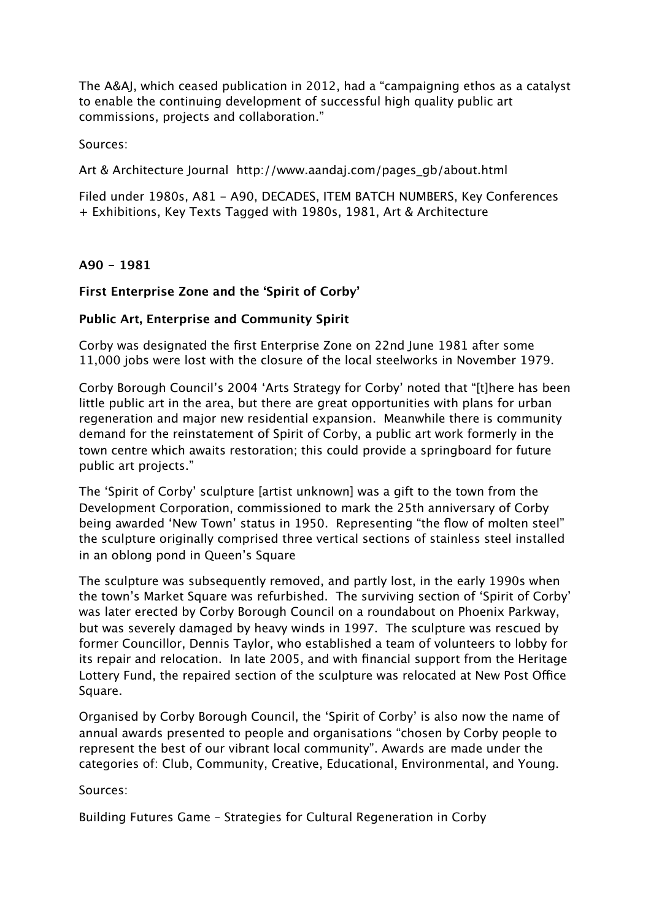The A&AJ, which ceased publication in 2012, had a "campaigning ethos as a catalyst to enable the continuing development of successful high quality public art commissions, projects and collaboration."

Sources:

Art & Architecture Journal  http://www.aandaj.com/pages_gb/about.html

Filed under 1980s, A81 – A90, DECADES, ITEM BATCH NUMBERS, Key Conferences + Exhibitions, Key Texts Tagged with 1980s, 1981, Art & Architecture

**A90 – 1981**

**First Enterprise Zone and the 'Spirit of Corby'**

**Public Art, Enterprise and Community Spirit**

Corby was designated the first Enterprise Zone on 22nd June 1981 after some 11,000 jobs were lost with the closure of the local steelworks in November 1979.

Corby Borough Council's 2004 'Arts Strategy for Corby' noted that "[t]here has been little public art in the area, but there are great opportunities with plans for urban regeneration and major new residential expansion.  Meanwhile there is community demand for the reinstatement of Spirit of Corby, a public art work formerly in the town centre which awaits restoration; this could provide a springboard for future public art projects."

The 'Spirit of Corby' sculpture [artist unknown] was a gift to the town from the Development Corporation, commissioned to mark the 25th anniversary of Corby being awarded 'New Town' status in 1950.  Representing "the flow of molten steel" the sculpture originally comprised three vertical sections of stainless steel installed in an oblong pond in Queen's Square

The sculpture was subsequently removed, and partly lost, in the early 1990s when the town's Market Square was refurbished.  The surviving section of 'Spirit of Corby' was later erected by Corby Borough Council on a roundabout on Phoenix Parkway, but was severely damaged by heavy winds in 1997.  The sculpture was rescued by former Councillor, Dennis Taylor, who established a team of volunteers to lobby for its repair and relocation.  In late 2005, and with financial support from the Heritage Lottery Fund, the repaired section of the sculpture was relocated at New Post Office Square.

Organised by Corby Borough Council, the 'Spirit of Corby' is also now the name of annual awards presented to people and organisations "chosen by Corby people to represent the best of our vibrant local community". Awards are made under the categories of: Club, Community, Creative, Educational, Environmental, and Young.

Sources:

Building Futures Game – Strategies for Cultural Regeneration in Corby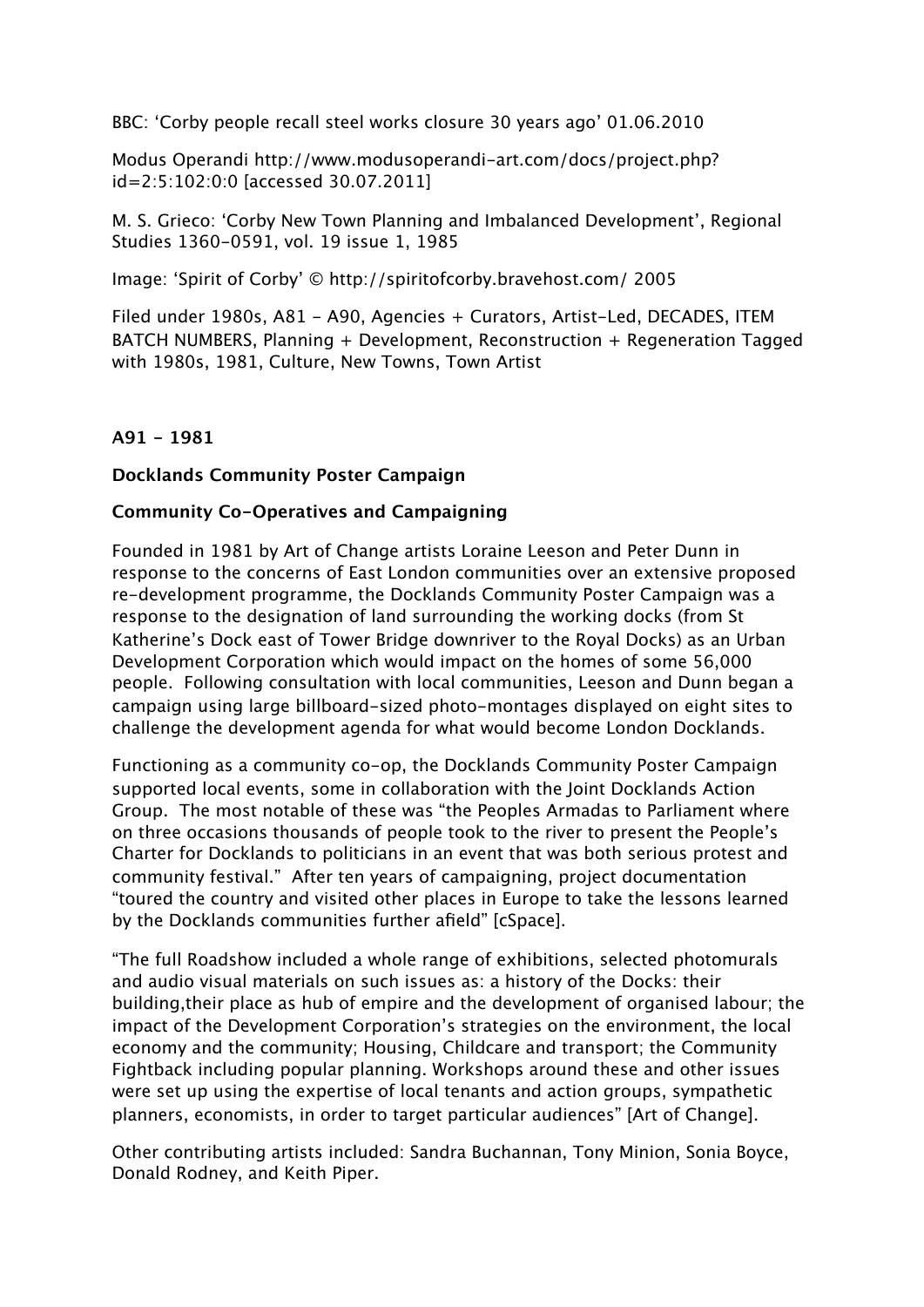BBC: 'Corby people recall steel works closure 30 years ago' 01.06.2010

Modus Operandi http://www.modusoperandi-art.com/docs/project.php?id=2:5:102:0:0 [accessed 30.07.2011]

M. S. Grieco: 'Corby New Town Planning and Imbalanced Development', Regional Studies 1360-0591, vol. 19 issue 1, 1985

Image: 'Spirit of Corby' © http://spiritofcorby.bravehost.com/ 2005

Filed under 1980s, A81 - A90, Agencies + Curators, Artist-Led, DECADES, ITEM BATCH NUMBERS, Planning + Development, Reconstruction + Regeneration Tagged with 1980s, 1981, Culture, New Towns, Town Artist

**A91 - 1981**

**Docklands Community Poster Campaign**

**Community Co-Operatives and Campaigning**

Founded in 1981 by Art of Change artists Loraine Leeson and Peter Dunn in response to the concerns of East London communities over an extensive proposed re-development programme, the Docklands Community Poster Campaign was a response to the designation of land surrounding the working docks (from St Katherine's Dock east of Tower Bridge downriver to the Royal Docks) as an Urban Development Corporation which would impact on the homes of some 56,000 people. Following consultation with local communities, Leeson and Dunn began a campaign using large billboard-sized photo-montages displayed on eight sites to challenge the development agenda for what would become London Docklands.

Functioning as a community co-op, the Docklands Community Poster Campaign supported local events, some in collaboration with the Joint Docklands Action Group. The most notable of these was "the Peoples Armadas to Parliament where on three occasions thousands of people took to the river to present the People's Charter for Docklands to politicians in an event that was both serious protest and community festival." After ten years of campaigning, project documentation "toured the country and visited other places in Europe to take the lessons learned by the Docklands communities further afield" [cSpace].

"The full Roadshow included a whole range of exhibitions, selected photomurals and audio visual materials on such issues as: a history of the Docks: their building,their place as hub of empire and the development of organised labour; the impact of the Development Corporation's strategies on the environment, the local economy and the community; Housing, Childcare and transport; the Community Fightback including popular planning. Workshops around these and other issues were set up using the expertise of local tenants and action groups, sympathetic planners, economists, in order to target particular audiences" [Art of Change].

Other contributing artists included: Sandra Buchannan, Tony Minion, Sonia Boyce, Donald Rodney, and Keith Piper.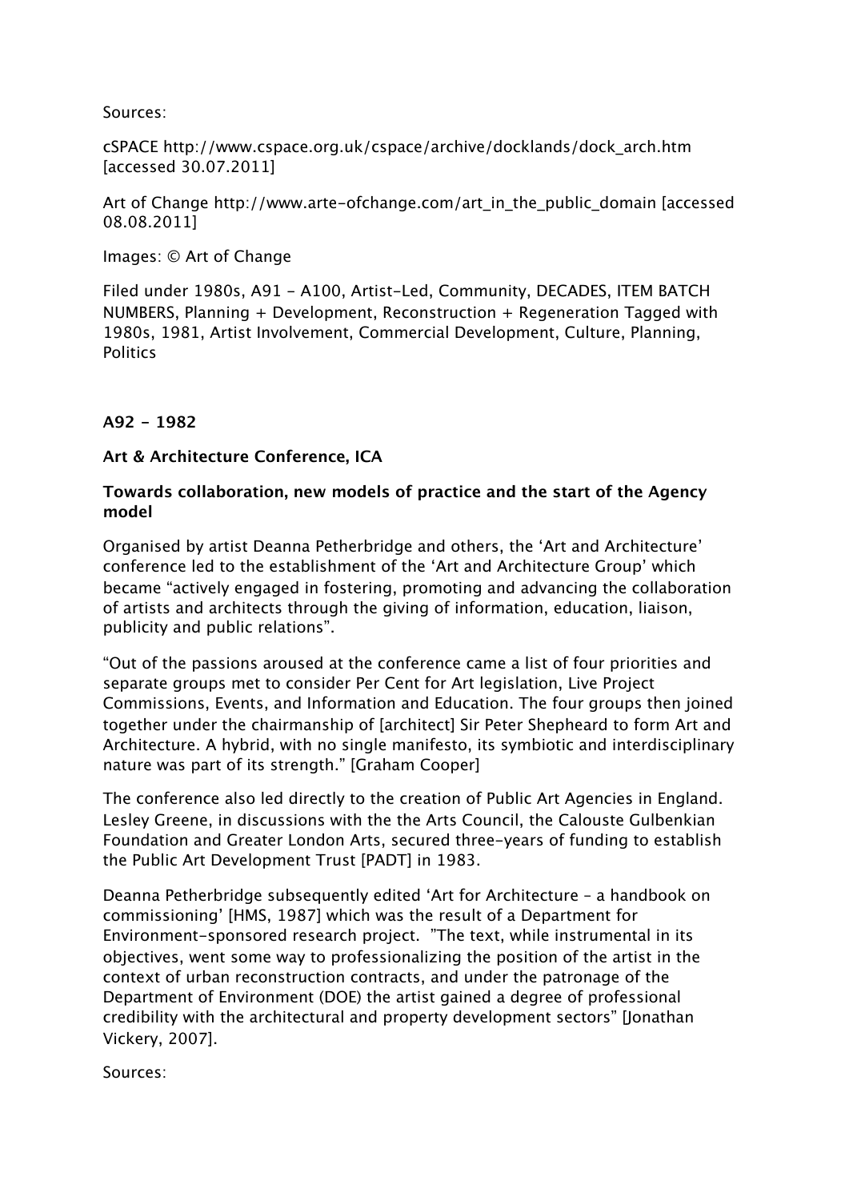Sources:

cSPACE http://www.cspace.org.uk/cspace/archive/docklands/dock_arch.htm [accessed 30.07.2011]

Art of Change http://www.arte-ofchange.com/art_in_the_public_domain [accessed 08.08.2011]

Images: © Art of Change

Filed under 1980s, A91 - A100, Artist-Led, Community, DECADES, ITEM BATCH NUMBERS, Planning + Development, Reconstruction + Regeneration Tagged with 1980s, 1981, Artist Involvement, Commercial Development, Culture, Planning, Politics

**A92 - 1982**

**Art & Architecture Conference, ICA**

**Towards collaboration, new models of practice and the start of the Agency model**

Organised by artist Deanna Petherbridge and others, the 'Art and Architecture' conference led to the establishment of the 'Art and Architecture Group' which became "actively engaged in fostering, promoting and advancing the collaboration of artists and architects through the giving of information, education, liaison, publicity and public relations".

"Out of the passions aroused at the conference came a list of four priorities and separate groups met to consider Per Cent for Art legislation, Live Project Commissions, Events, and Information and Education. The four groups then joined together under the chairmanship of [architect] Sir Peter Shepheard to form Art and Architecture. A hybrid, with no single manifesto, its symbiotic and interdisciplinary nature was part of its strength." [Graham Cooper]

The conference also led directly to the creation of Public Art Agencies in England. Lesley Greene, in discussions with the the Arts Council, the Calouste Gulbenkian Foundation and Greater London Arts, secured three-years of funding to establish the Public Art Development Trust [PADT] in 1983.

Deanna Petherbridge subsequently edited 'Art for Architecture – a handbook on commissioning' [HMS, 1987] which was the result of a Department for Environment-sponsored research project. "The text, while instrumental in its objectives, went some way to professionalizing the position of the artist in the context of urban reconstruction contracts, and under the patronage of the Department of Environment (DOE) the artist gained a degree of professional credibility with the architectural and property development sectors" [Jonathan Vickery, 2007].

Sources: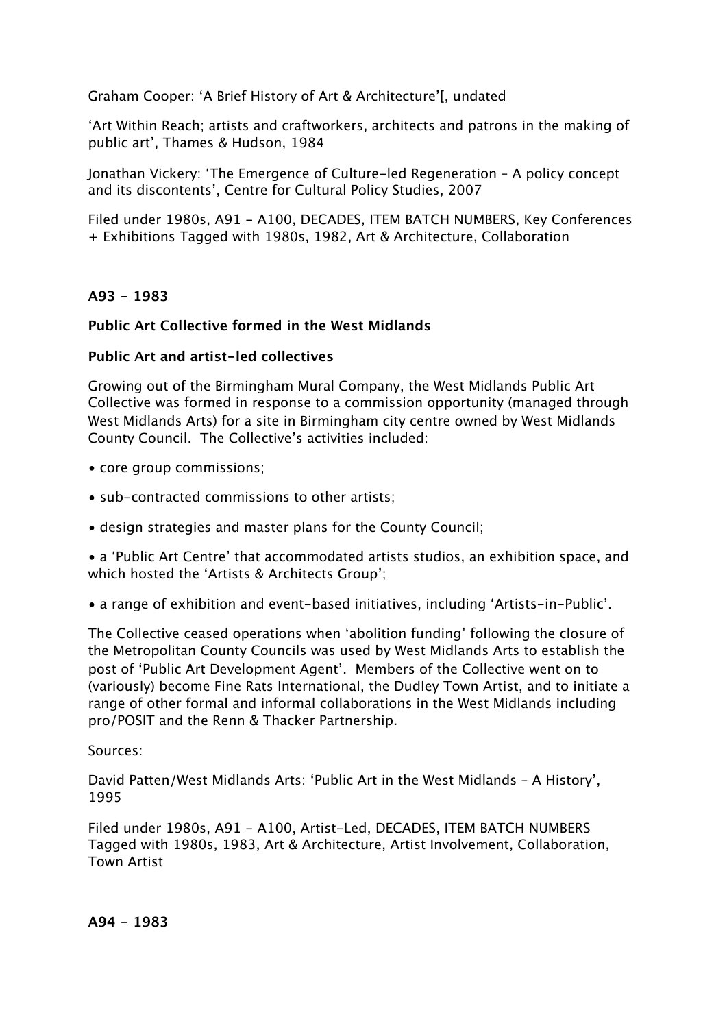Graham Cooper: 'A Brief History of Art & Architecture'[, undated

'Art Within Reach; artists and craftworkers, architects and patrons in the making of public art', Thames & Hudson, 1984

Jonathan Vickery: 'The Emergence of Culture-led Regeneration – A policy concept and its discontents', Centre for Cultural Policy Studies, 2007

Filed under 1980s, A91 - A100, DECADES, ITEM BATCH NUMBERS, Key Conferences + Exhibitions Tagged with 1980s, 1982, Art & Architecture, Collaboration

**A93 - 1983**

**Public Art Collective formed in the West Midlands**

**Public Art and artist-led collectives**

Growing out of the Birmingham Mural Company, the West Midlands Public Art Collective was formed in response to a commission opportunity (managed through West Midlands Arts) for a site in Birmingham city centre owned by West Midlands County Council. The Collective's activities included:

- core group commissions;
- sub-contracted commissions to other artists;
- design strategies and master plans for the County Council;
- a 'Public Art Centre' that accommodated artists studios, an exhibition space, and which hosted the 'Artists & Architects Group';
- a range of exhibition and event-based initiatives, including 'Artists-in-Public'.

The Collective ceased operations when 'abolition funding' following the closure of the Metropolitan County Councils was used by West Midlands Arts to establish the post of 'Public Art Development Agent'. Members of the Collective went on to (variously) become Fine Rats International, the Dudley Town Artist, and to initiate a range of other formal and informal collaborations in the West Midlands including pro/POSIT and the Renn & Thacker Partnership.

Sources:

David Patten/West Midlands Arts: 'Public Art in the West Midlands – A History', 1995

Filed under 1980s, A91 - A100, Artist-Led, DECADES, ITEM BATCH NUMBERS Tagged with 1980s, 1983, Art & Architecture, Artist Involvement, Collaboration, Town Artist

**A94 - 1983**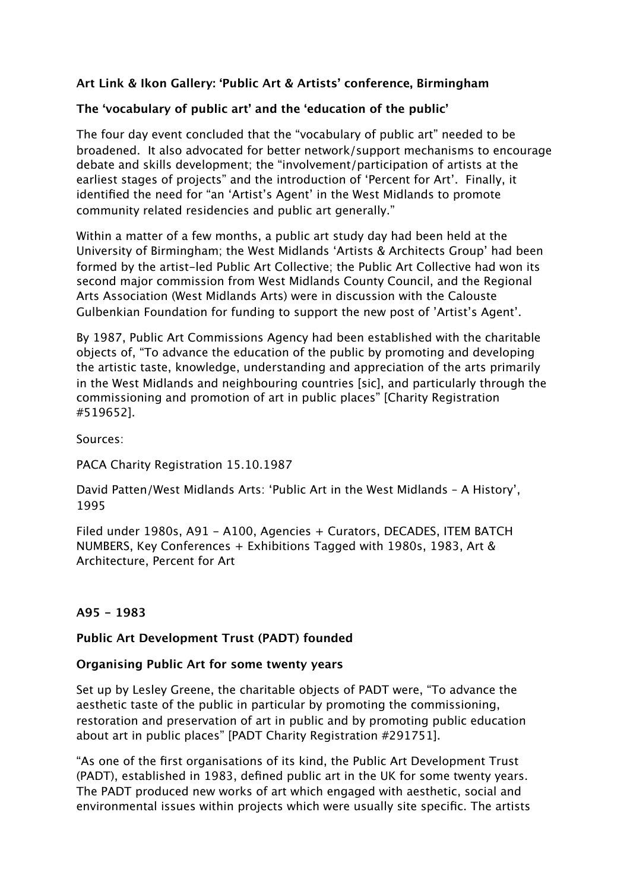**Art Link & Ikon Gallery: 'Public Art & Artists' conference, Birmingham**

**The 'vocabulary of public art' and the 'education of the public'**

The four day event concluded that the "vocabulary of public art" needed to be broadened. It also advocated for better network/support mechanisms to encourage debate and skills development; the "involvement/participation of artists at the earliest stages of projects" and the introduction of 'Percent for Art'. Finally, it identified the need for "an 'Artist's Agent' in the West Midlands to promote community related residencies and public art generally."

Within a matter of a few months, a public art study day had been held at the University of Birmingham; the West Midlands 'Artists & Architects Group' had been formed by the artist-led Public Art Collective; the Public Art Collective had won its second major commission from West Midlands County Council, and the Regional Arts Association (West Midlands Arts) were in discussion with the Calouste Gulbenkian Foundation for funding to support the new post of 'Artist's Agent'.

By 1987, Public Art Commissions Agency had been established with the charitable objects of, "To advance the education of the public by promoting and developing the artistic taste, knowledge, understanding and appreciation of the arts primarily in the West Midlands and neighbouring countries [sic], and particularly through the commissioning and promotion of art in public places" [Charity Registration #519652].

Sources:

PACA Charity Registration 15.10.1987

David Patten/West Midlands Arts: 'Public Art in the West Midlands – A History', 1995

Filed under 1980s, A91 - A100, Agencies + Curators, DECADES, ITEM BATCH NUMBERS, Key Conferences + Exhibitions Tagged with 1980s, 1983, Art & Architecture, Percent for Art

**A95 - 1983**

**Public Art Development Trust (PADT) founded**

**Organising Public Art for some twenty years**

Set up by Lesley Greene, the charitable objects of PADT were, "To advance the aesthetic taste of the public in particular by promoting the commissioning, restoration and preservation of art in public and by promoting public education about art in public places" [PADT Charity Registration #291751].

"As one of the first organisations of its kind, the Public Art Development Trust (PADT), established in 1983, defined public art in the UK for some twenty years. The PADT produced new works of art which engaged with aesthetic, social and environmental issues within projects which were usually site specific. The artists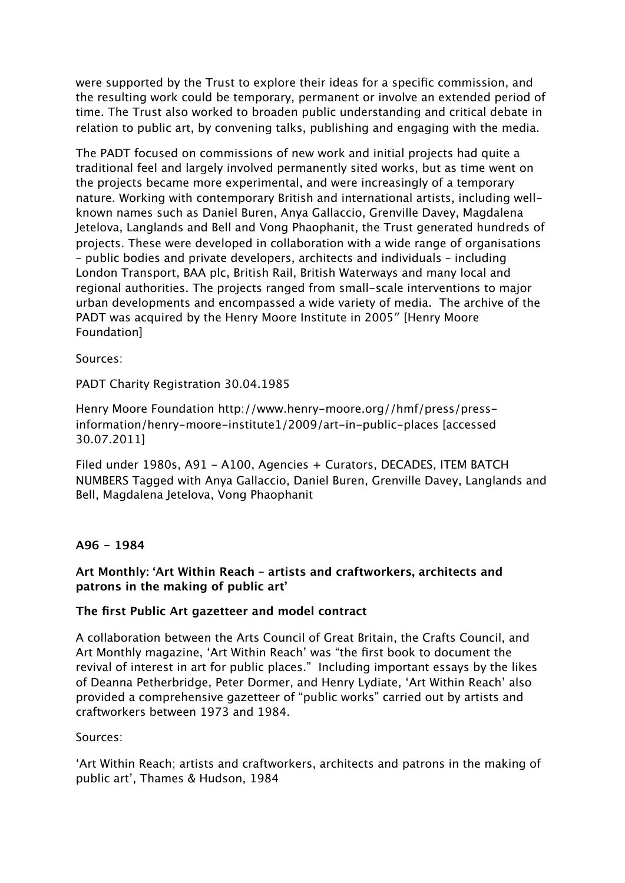were supported by the Trust to explore their ideas for a specific commission, and the resulting work could be temporary, permanent or involve an extended period of time. The Trust also worked to broaden public understanding and critical debate in relation to public art, by convening talks, publishing and engaging with the media.

The PADT focused on commissions of new work and initial projects had quite a traditional feel and largely involved permanently sited works, but as time went on the projects became more experimental, and were increasingly of a temporary nature. Working with contemporary British and international artists, including well-known names such as Daniel Buren, Anya Gallaccio, Grenville Davey, Magdalena Jetelova, Langlands and Bell and Vong Phaophanit, the Trust generated hundreds of projects. These were developed in collaboration with a wide range of organisations – public bodies and private developers, architects and individuals – including London Transport, BAA plc, British Rail, British Waterways and many local and regional authorities. The projects ranged from small-scale interventions to major urban developments and encompassed a wide variety of media. The archive of the PADT was acquired by the Henry Moore Institute in 2005" [Henry Moore Foundation]

Sources:

PADT Charity Registration 30.04.1985

Henry Moore Foundation http://www.henry-moore.org//hmf/press/press-information/henry-moore-institute1/2009/art-in-public-places [accessed 30.07.2011]

Filed under 1980s, A91 - A100, Agencies + Curators, DECADES, ITEM BATCH NUMBERS Tagged with Anya Gallaccio, Daniel Buren, Grenville Davey, Langlands and Bell, Magdalena Jetelova, Vong Phaophanit

**A96 - 1984**

**Art Monthly: 'Art Within Reach – artists and craftworkers, architects and patrons in the making of public art'**

**The first Public Art gazetteer and model contract**

A collaboration between the Arts Council of Great Britain, the Crafts Council, and Art Monthly magazine, 'Art Within Reach' was "the first book to document the revival of interest in art for public places." Including important essays by the likes of Deanna Petherbridge, Peter Dormer, and Henry Lydiate, 'Art Within Reach' also provided a comprehensive gazetteer of "public works" carried out by artists and craftworkers between 1973 and 1984.

Sources:

'Art Within Reach; artists and craftworkers, architects and patrons in the making of public art', Thames & Hudson, 1984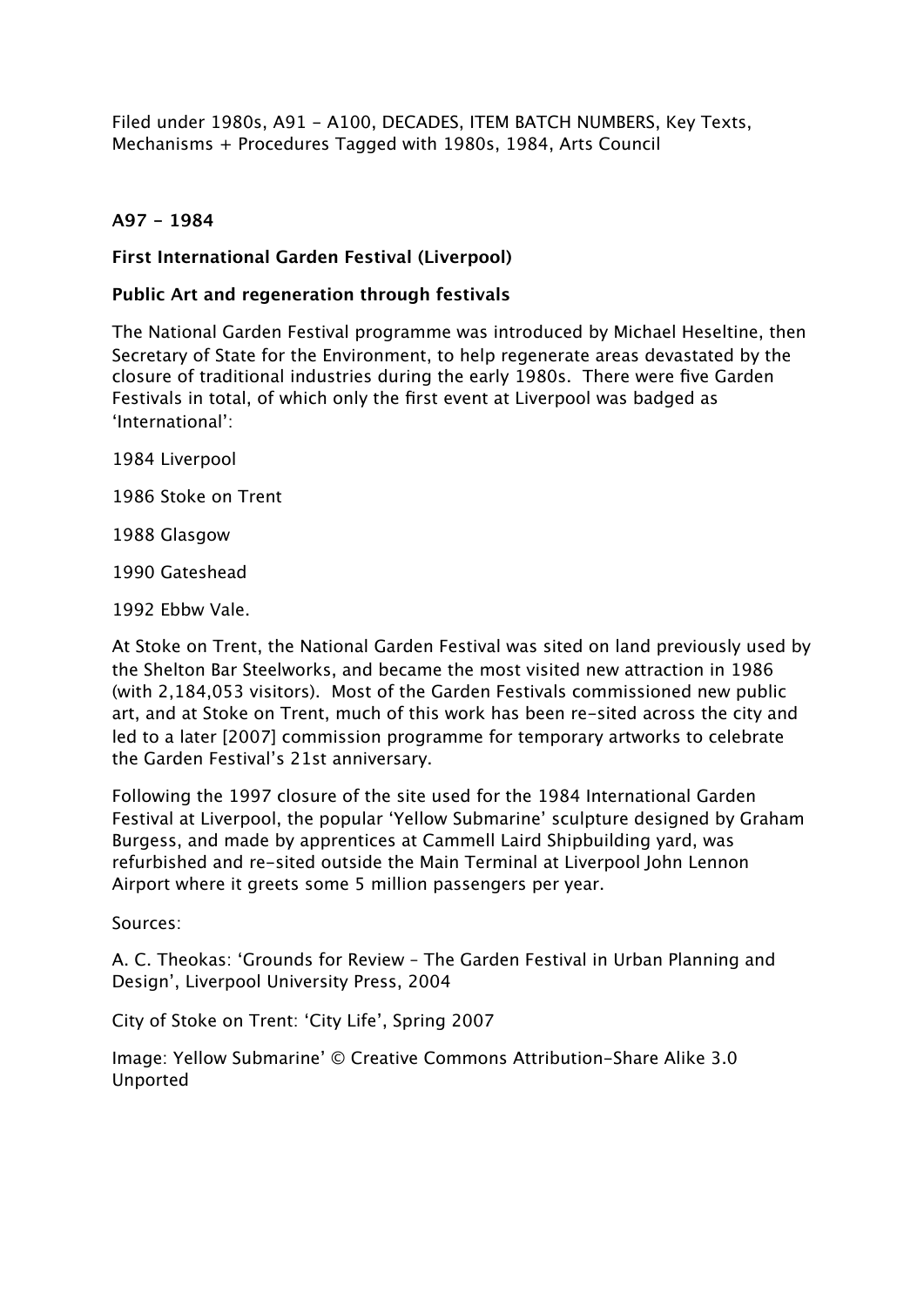Filed under 1980s, A91 – A100, DECADES, ITEM BATCH NUMBERS, Key Texts, Mechanisms + Procedures Tagged with 1980s, 1984, Arts Council

**A97 – 1984**

**First International Garden Festival (Liverpool)**

**Public Art and regeneration through festivals**

The National Garden Festival programme was introduced by Michael Heseltine, then Secretary of State for the Environment, to help regenerate areas devastated by the closure of traditional industries during the early 1980s. There were five Garden Festivals in total, of which only the first event at Liverpool was badged as 'International':

1984 Liverpool

1986 Stoke on Trent

1988 Glasgow

1990 Gateshead

1992 Ebbw Vale.

At Stoke on Trent, the National Garden Festival was sited on land previously used by the Shelton Bar Steelworks, and became the most visited new attraction in 1986 (with 2,184,053 visitors). Most of the Garden Festivals commissioned new public art, and at Stoke on Trent, much of this work has been re-sited across the city and led to a later [2007] commission programme for temporary artworks to celebrate the Garden Festival's 21st anniversary.

Following the 1997 closure of the site used for the 1984 International Garden Festival at Liverpool, the popular 'Yellow Submarine' sculpture designed by Graham Burgess, and made by apprentices at Cammell Laird Shipbuilding yard, was refurbished and re-sited outside the Main Terminal at Liverpool John Lennon Airport where it greets some 5 million passengers per year.

Sources:

A. C. Theokas: 'Grounds for Review – The Garden Festival in Urban Planning and Design', Liverpool University Press, 2004

City of Stoke on Trent: 'City Life', Spring 2007

Image: Yellow Submarine' © Creative Commons Attribution-Share Alike 3.0 Unported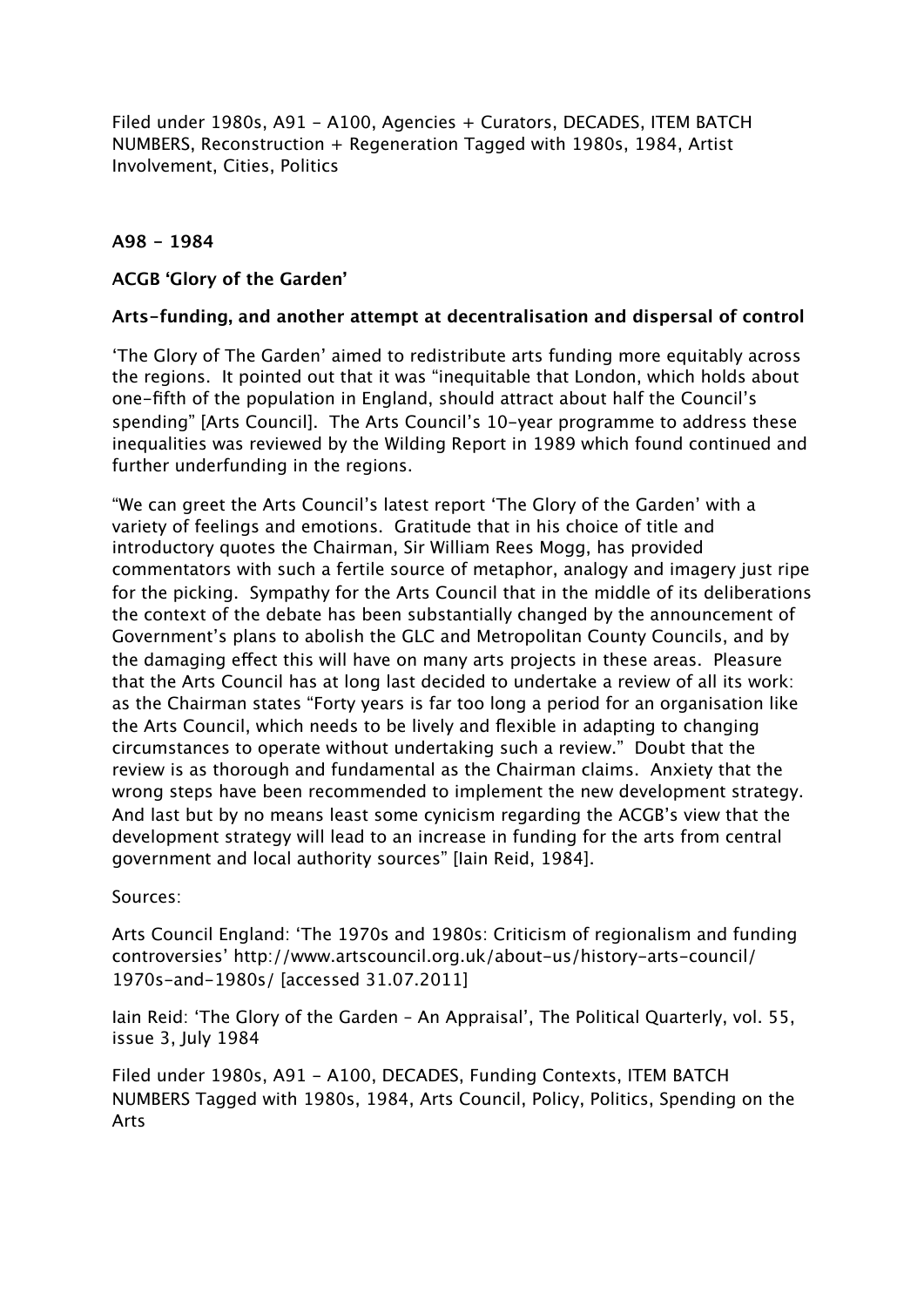Filed under 1980s, A91 – A100, Agencies + Curators, DECADES, ITEM BATCH NUMBERS, Reconstruction + Regeneration Tagged with 1980s, 1984, Artist Involvement, Cities, Politics

**A98 – 1984**

**ACGB 'Glory of the Garden'**

**Arts-funding, and another attempt at decentralisation and dispersal of control**

'The Glory of The Garden' aimed to redistribute arts funding more equitably across the regions. It pointed out that it was "inequitable that London, which holds about one-fifth of the population in England, should attract about half the Council's spending" [Arts Council]. The Arts Council's 10-year programme to address these inequalities was reviewed by the Wilding Report in 1989 which found continued and further underfunding in the regions.

"We can greet the Arts Council's latest report 'The Glory of the Garden' with a variety of feelings and emotions. Gratitude that in his choice of title and introductory quotes the Chairman, Sir William Rees Mogg, has provided commentators with such a fertile source of metaphor, analogy and imagery just ripe for the picking. Sympathy for the Arts Council that in the middle of its deliberations the context of the debate has been substantially changed by the announcement of Government's plans to abolish the GLC and Metropolitan County Councils, and by the damaging effect this will have on many arts projects in these areas. Pleasure that the Arts Council has at long last decided to undertake a review of all its work: as the Chairman states "Forty years is far too long a period for an organisation like the Arts Council, which needs to be lively and flexible in adapting to changing circumstances to operate without undertaking such a review." Doubt that the review is as thorough and fundamental as the Chairman claims. Anxiety that the wrong steps have been recommended to implement the new development strategy. And last but by no means least some cynicism regarding the ACGB's view that the development strategy will lead to an increase in funding for the arts from central government and local authority sources" [Iain Reid, 1984].

Sources:

Arts Council England: 'The 1970s and 1980s: Criticism of regionalism and funding controversies' http://www.artscouncil.org.uk/about-us/history-arts-council/1970s-and-1980s/ [accessed 31.07.2011]

Iain Reid: 'The Glory of the Garden – An Appraisal', The Political Quarterly, vol. 55, issue 3, July 1984

Filed under 1980s, A91 – A100, DECADES, Funding Contexts, ITEM BATCH NUMBERS Tagged with 1980s, 1984, Arts Council, Policy, Politics, Spending on the Arts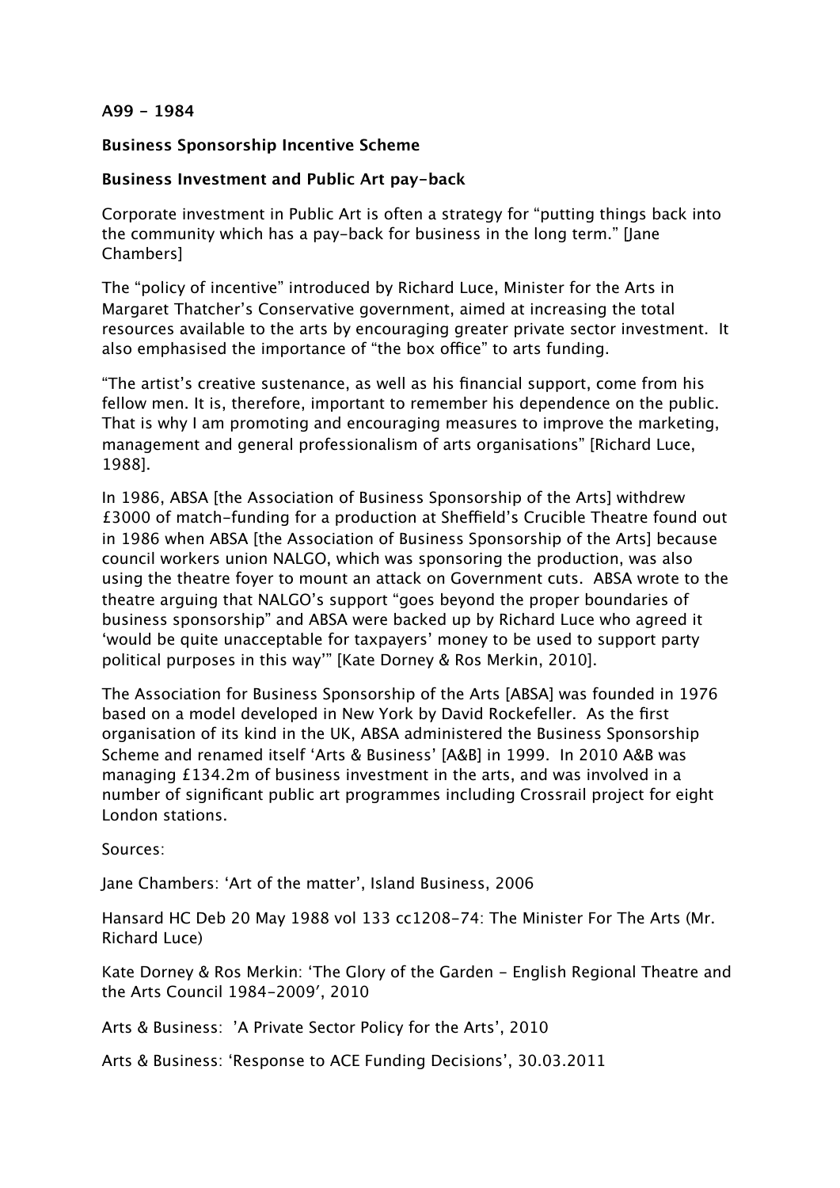**A99 - 1984**

**Business Sponsorship Incentive Scheme**

**Business Investment and Public Art pay-back**

Corporate investment in Public Art is often a strategy for "putting things back into the community which has a pay-back for business in the long term." [Jane Chambers]

The "policy of incentive" introduced by Richard Luce, Minister for the Arts in Margaret Thatcher's Conservative government, aimed at increasing the total resources available to the arts by encouraging greater private sector investment. It also emphasised the importance of "the box office" to arts funding.

"The artist's creative sustenance, as well as his financial support, come from his fellow men. It is, therefore, important to remember his dependence on the public. That is why I am promoting and encouraging measures to improve the marketing, management and general professionalism of arts organisations" [Richard Luce, 1988].

In 1986, ABSA [the Association of Business Sponsorship of the Arts] withdrew £3000 of match-funding for a production at Sheffield's Crucible Theatre found out in 1986 when ABSA [the Association of Business Sponsorship of the Arts] because council workers union NALGO, which was sponsoring the production, was also using the theatre foyer to mount an attack on Government cuts. ABSA wrote to the theatre arguing that NALGO's support "goes beyond the proper boundaries of business sponsorship" and ABSA were backed up by Richard Luce who agreed it 'would be quite unacceptable for taxpayers' money to be used to support party political purposes in this way'" [Kate Dorney & Ros Merkin, 2010].

The Association for Business Sponsorship of the Arts [ABSA] was founded in 1976 based on a model developed in New York by David Rockefeller. As the first organisation of its kind in the UK, ABSA administered the Business Sponsorship Scheme and renamed itself 'Arts & Business' [A&B] in 1999. In 2010 A&B was managing £134.2m of business investment in the arts, and was involved in a number of significant public art programmes including Crossrail project for eight London stations.

Sources:

Jane Chambers: 'Art of the matter', Island Business, 2006

Hansard HC Deb 20 May 1988 vol 133 cc1208-74: The Minister For The Arts (Mr. Richard Luce)

Kate Dorney & Ros Merkin: 'The Glory of the Garden - English Regional Theatre and the Arts Council 1984-2009', 2010

Arts & Business: 'A Private Sector Policy for the Arts', 2010

Arts & Business: 'Response to ACE Funding Decisions', 30.03.2011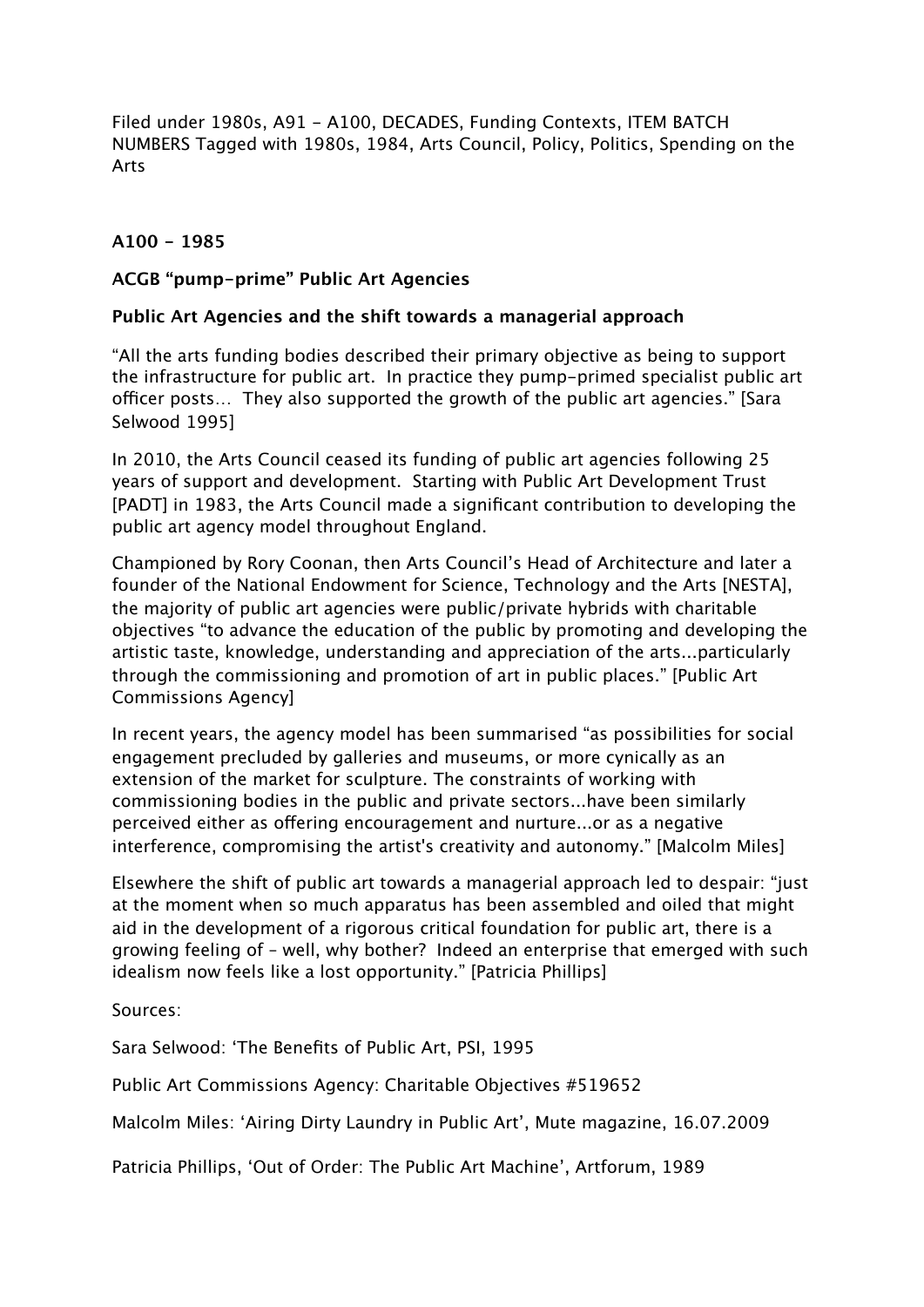Filed under 1980s, A91 – A100, DECADES, Funding Contexts, ITEM BATCH NUMBERS Tagged with 1980s, 1984, Arts Council, Policy, Politics, Spending on the Arts

**A100 – 1985**

**ACGB "pump-prime" Public Art Agencies**

**Public Art Agencies and the shift towards a managerial approach**

"All the arts funding bodies described their primary objective as being to support the infrastructure for public art. In practice they pump-primed specialist public art officer posts… They also supported the growth of the public art agencies." [Sara Selwood 1995]

In 2010, the Arts Council ceased its funding of public art agencies following 25 years of support and development. Starting with Public Art Development Trust [PADT] in 1983, the Arts Council made a significant contribution to developing the public art agency model throughout England.

Championed by Rory Coonan, then Arts Council's Head of Architecture and later a founder of the National Endowment for Science, Technology and the Arts [NESTA], the majority of public art agencies were public/private hybrids with charitable objectives "to advance the education of the public by promoting and developing the artistic taste, knowledge, understanding and appreciation of the arts...particularly through the commissioning and promotion of art in public places." [Public Art Commissions Agency]

In recent years, the agency model has been summarised "as possibilities for social engagement precluded by galleries and museums, or more cynically as an extension of the market for sculpture. The constraints of working with commissioning bodies in the public and private sectors...have been similarly perceived either as offering encouragement and nurture...or as a negative interference, compromising the artist's creativity and autonomy." [Malcolm Miles]

Elsewhere the shift of public art towards a managerial approach led to despair: "just at the moment when so much apparatus has been assembled and oiled that might aid in the development of a rigorous critical foundation for public art, there is a growing feeling of – well, why bother? Indeed an enterprise that emerged with such idealism now feels like a lost opportunity." [Patricia Phillips]

Sources:

Sara Selwood: 'The Benefits of Public Art, PSI, 1995

Public Art Commissions Agency: Charitable Objectives #519652

Malcolm Miles: 'Airing Dirty Laundry in Public Art', Mute magazine, 16.07.2009

Patricia Phillips, 'Out of Order: The Public Art Machine', Artforum, 1989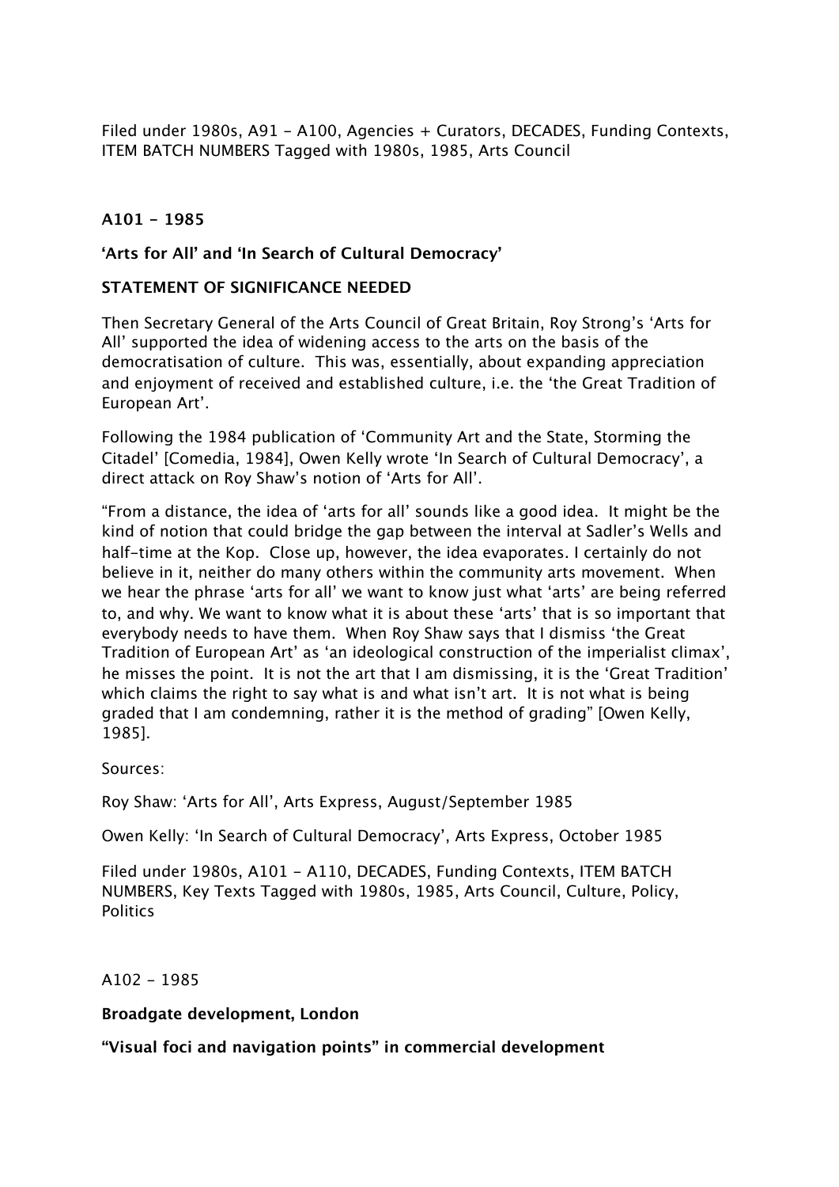Filed under 1980s, A91 – A100, Agencies + Curators, DECADES, Funding Contexts, ITEM BATCH NUMBERS Tagged with 1980s, 1985, Arts Council

**A101 – 1985**

**'Arts for All' and 'In Search of Cultural Democracy'**

**STATEMENT OF SIGNIFICANCE NEEDED**

Then Secretary General of the Arts Council of Great Britain, Roy Strong's 'Arts for All' supported the idea of widening access to the arts on the basis of the democratisation of culture. This was, essentially, about expanding appreciation and enjoyment of received and established culture, i.e. the 'the Great Tradition of European Art'.

Following the 1984 publication of 'Community Art and the State, Storming the Citadel' [Comedia, 1984], Owen Kelly wrote 'In Search of Cultural Democracy', a direct attack on Roy Shaw's notion of 'Arts for All'.

"From a distance, the idea of 'arts for all' sounds like a good idea. It might be the kind of notion that could bridge the gap between the interval at Sadler's Wells and half-time at the Kop. Close up, however, the idea evaporates. I certainly do not believe in it, neither do many others within the community arts movement. When we hear the phrase 'arts for all' we want to know just what 'arts' are being referred to, and why. We want to know what it is about these 'arts' that is so important that everybody needs to have them. When Roy Shaw says that I dismiss 'the Great Tradition of European Art' as 'an ideological construction of the imperialist climax', he misses the point. It is not the art that I am dismissing, it is the 'Great Tradition' which claims the right to say what is and what isn't art. It is not what is being graded that I am condemning, rather it is the method of grading" [Owen Kelly, 1985].

Sources:

Roy Shaw: 'Arts for All', Arts Express, August/September 1985

Owen Kelly: 'In Search of Cultural Democracy', Arts Express, October 1985

Filed under 1980s, A101 – A110, DECADES, Funding Contexts, ITEM BATCH NUMBERS, Key Texts Tagged with 1980s, 1985, Arts Council, Culture, Policy, Politics

A102 – 1985

**Broadgate development, London**

**"Visual foci and navigation points" in commercial development**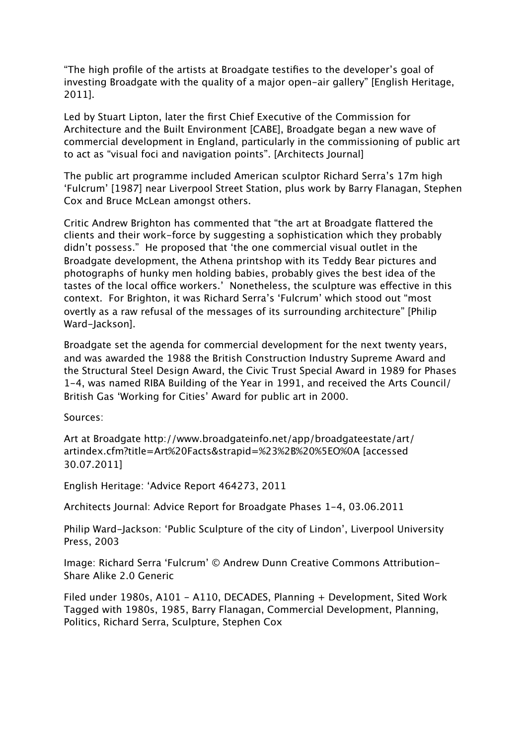“The high profile of the artists at Broadgate testifies to the developer’s goal of investing Broadgate with the quality of a major open-air gallery” [English Heritage, 2011].

Led by Stuart Lipton, later the first Chief Executive of the Commission for Architecture and the Built Environment [CABE], Broadgate began a new wave of commercial development in England, particularly in the commissioning of public art to act as “visual foci and navigation points”. [Architects Journal]

The public art programme included American sculptor Richard Serra’s 17m high ‘Fulcrum’ [1987] near Liverpool Street Station, plus work by Barry Flanagan, Stephen Cox and Bruce McLean amongst others.

Critic Andrew Brighton has commented that “the art at Broadgate flattered the clients and their work-force by suggesting a sophistication which they probably didn’t possess.” He proposed that ‘the one commercial visual outlet in the Broadgate development, the Athena printshop with its Teddy Bear pictures and photographs of hunky men holding babies, probably gives the best idea of the tastes of the local office workers.’ Nonetheless, the sculpture was effective in this context. For Brighton, it was Richard Serra’s ‘Fulcrum’ which stood out “most overtly as a raw refusal of the messages of its surrounding architecture” [Philip Ward-Jackson].

Broadgate set the agenda for commercial development for the next twenty years, and was awarded the 1988 the British Construction Industry Supreme Award and the Structural Steel Design Award, the Civic Trust Special Award in 1989 for Phases 1-4, was named RIBA Building of the Year in 1991, and received the Arts Council/ British Gas ‘Working for Cities’ Award for public art in 2000.

Sources:

Art at Broadgate http://www.broadgateinfo.net/app/broadgateestate/art/artindex.cfm?title=Art%20Facts&strapid=%23%2B%20%5EO%0A [accessed 30.07.2011]

English Heritage: ‘Advice Report 464273, 2011

Architects Journal: Advice Report for Broadgate Phases 1-4, 03.06.2011

Philip Ward-Jackson: ‘Public Sculpture of the city of Lindon’, Liverpool University Press, 2003

Image: Richard Serra ‘Fulcrum’ © Andrew Dunn Creative Commons Attribution-Share Alike 2.0 Generic

Filed under 1980s, A101 - A110, DECADES, Planning + Development, Sited Work
Tagged with 1980s, 1985, Barry Flanagan, Commercial Development, Planning, Politics, Richard Serra, Sculpture, Stephen Cox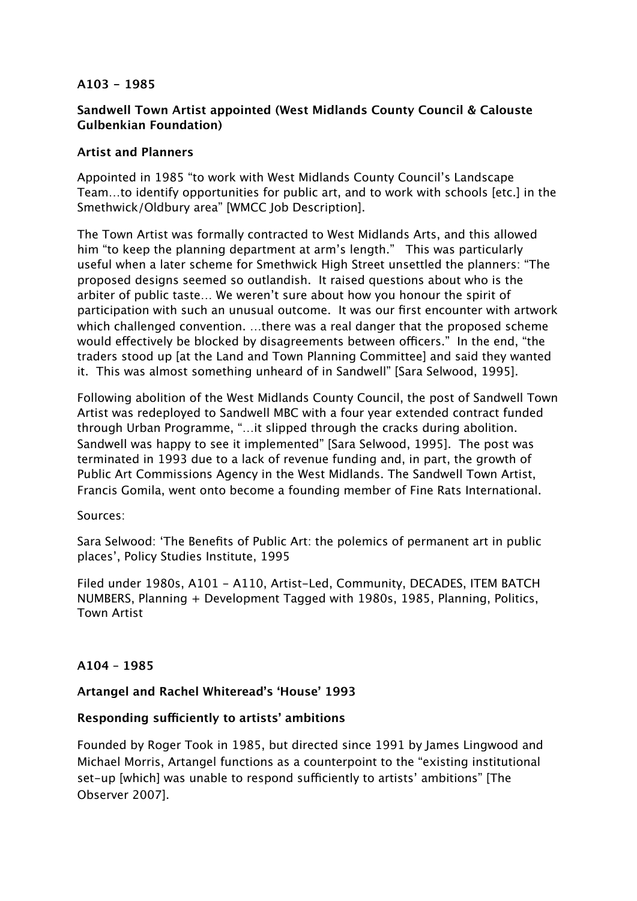**A103 – 1985**

**Sandwell Town Artist appointed (West Midlands County Council & Calouste Gulbenkian Foundation)**

**Artist and Planners**

Appointed in 1985 "to work with West Midlands County Council's Landscape Team…to identify opportunities for public art, and to work with schools [etc.] in the Smethwick/Oldbury area" [WMCC Job Description].

The Town Artist was formally contracted to West Midlands Arts, and this allowed him "to keep the planning department at arm's length." This was particularly useful when a later scheme for Smethwick High Street unsettled the planners: "The proposed designs seemed so outlandish. It raised questions about who is the arbiter of public taste… We weren't sure about how you honour the spirit of participation with such an unusual outcome. It was our first encounter with artwork which challenged convention. …there was a real danger that the proposed scheme would effectively be blocked by disagreements between officers." In the end, "the traders stood up [at the Land and Town Planning Committee] and said they wanted it. This was almost something unheard of in Sandwell" [Sara Selwood, 1995].

Following abolition of the West Midlands County Council, the post of Sandwell Town Artist was redeployed to Sandwell MBC with a four year extended contract funded through Urban Programme, "…it slipped through the cracks during abolition. Sandwell was happy to see it implemented" [Sara Selwood, 1995]. The post was terminated in 1993 due to a lack of revenue funding and, in part, the growth of Public Art Commissions Agency in the West Midlands. The Sandwell Town Artist, Francis Gomila, went onto become a founding member of Fine Rats International.

Sources:

Sara Selwood: 'The Benefits of Public Art: the polemics of permanent art in public places', Policy Studies Institute, 1995

Filed under 1980s, A101 – A110, Artist-Led, Community, DECADES, ITEM BATCH NUMBERS, Planning + Development Tagged with 1980s, 1985, Planning, Politics, Town Artist

**A104 – 1985**

**Artangel and Rachel Whiteread's 'House' 1993**

**Responding sufficiently to artists' ambitions**

Founded by Roger Took in 1985, but directed since 1991 by James Lingwood and Michael Morris, Artangel functions as a counterpoint to the "existing institutional set-up [which] was unable to respond sufficiently to artists' ambitions" [The Observer 2007].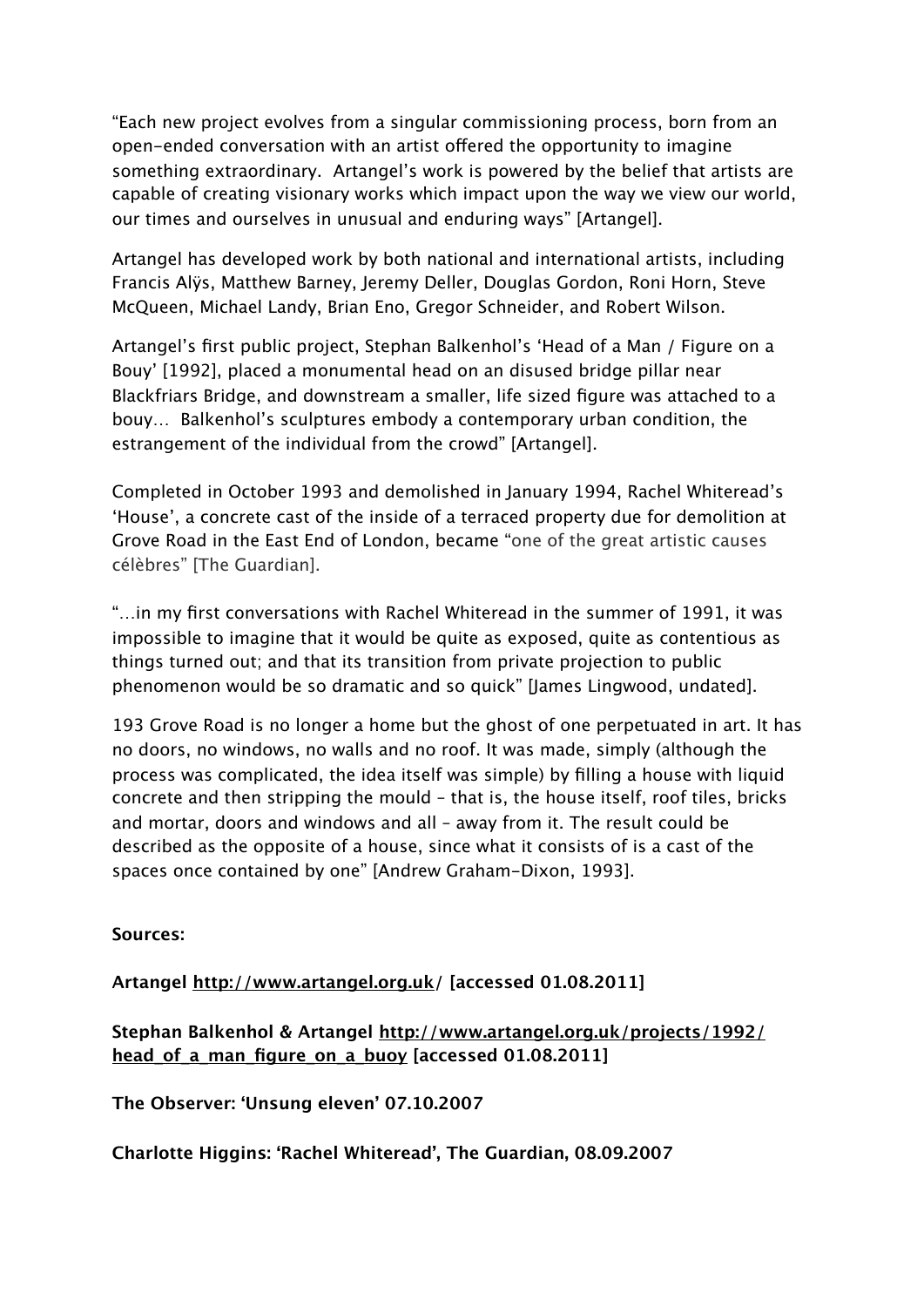"Each new project evolves from a singular commissioning process, born from an open-ended conversation with an artist offered the opportunity to imagine something extraordinary. Artangel's work is powered by the belief that artists are capable of creating visionary works which impact upon the way we view our world, our times and ourselves in unusual and enduring ways" [Artangel].

Artangel has developed work by both national and international artists, including Francis Alÿs, Matthew Barney, Jeremy Deller, Douglas Gordon, Roni Horn, Steve McQueen, Michael Landy, Brian Eno, Gregor Schneider, and Robert Wilson.

Artangel's first public project, Stephan Balkenhol's 'Head of a Man / Figure on a Bouy' [1992], placed a monumental head on an disused bridge pillar near Blackfriars Bridge, and downstream a smaller, life sized figure was attached to a bouy… Balkenhol's sculptures embody a contemporary urban condition, the estrangement of the individual from the crowd" [Artangel].

Completed in October 1993 and demolished in January 1994, Rachel Whiteread's 'House', a concrete cast of the inside of a terraced property due for demolition at Grove Road in the East End of London, became "one of the great artistic causes célèbres" [The Guardian].

"…in my first conversations with Rachel Whiteread in the summer of 1991, it was impossible to imagine that it would be quite as exposed, quite as contentious as things turned out; and that its transition from private projection to public phenomenon would be so dramatic and so quick" [James Lingwood, undated].

193 Grove Road is no longer a home but the ghost of one perpetuated in art. It has no doors, no windows, no walls and no roof. It was made, simply (although the process was complicated, the idea itself was simple) by filling a house with liquid concrete and then stripping the mould – that is, the house itself, roof tiles, bricks and mortar, doors and windows and all – away from it. The result could be described as the opposite of a house, since what it consists of is a cast of the spaces once contained by one" [Andrew Graham-Dixon, 1993].

**Sources:**

**Artangel http://www.artangel.org.uk/ [accessed 01.08.2011]**

**Stephan Balkenhol & Artangel http://www.artangel.org.uk/projects/1992/head_of_a_man_figure_on_a_buoy [accessed 01.08.2011]**

**The Observer: 'Unsung eleven' 07.10.2007**

**Charlotte Higgins: 'Rachel Whiteread', The Guardian, 08.09.2007**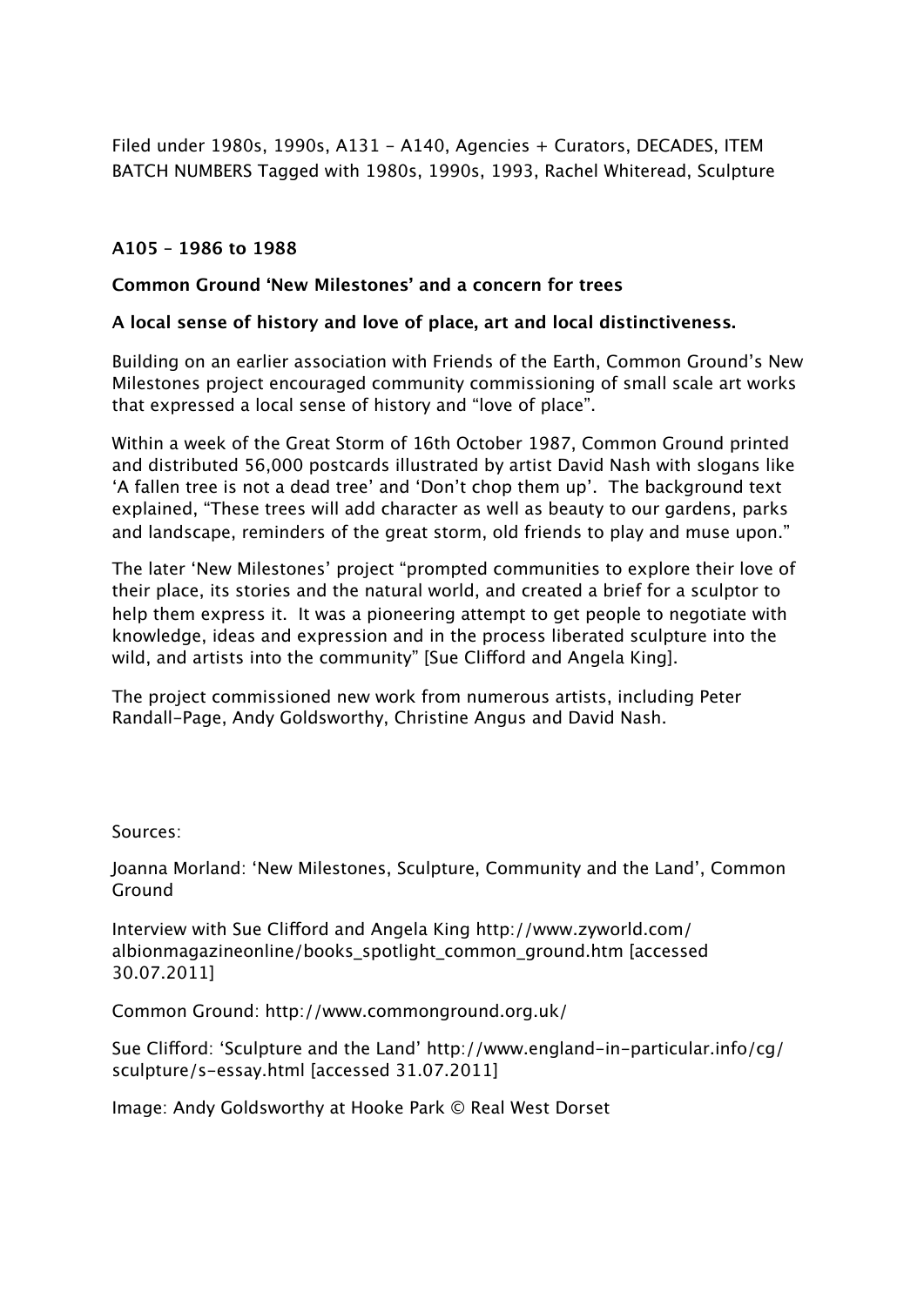Filed under 1980s, 1990s, A131 - A140, Agencies + Curators, DECADES, ITEM BATCH NUMBERS Tagged with 1980s, 1990s, 1993, Rachel Whiteread, Sculpture

### A105 – 1986 to 1988

### Common Ground 'New Milestones' and a concern for trees

### A local sense of history and love of place, art and local distinctiveness.

Building on an earlier association with Friends of the Earth, Common Ground's New Milestones project encouraged community commissioning of small scale art works that expressed a local sense of history and "love of place".

Within a week of the Great Storm of 16th October 1987, Common Ground printed and distributed 56,000 postcards illustrated by artist David Nash with slogans like 'A fallen tree is not a dead tree' and 'Don't chop them up'. The background text explained, "These trees will add character as well as beauty to our gardens, parks and landscape, reminders of the great storm, old friends to play and muse upon."

The later 'New Milestones' project "prompted communities to explore their love of their place, its stories and the natural world, and created a brief for a sculptor to help them express it. It was a pioneering attempt to get people to negotiate with knowledge, ideas and expression and in the process liberated sculpture into the wild, and artists into the community" [Sue Clifford and Angela King].

The project commissioned new work from numerous artists, including Peter Randall-Page, Andy Goldsworthy, Christine Angus and David Nash.

Sources:

Joanna Morland: 'New Milestones, Sculpture, Community and the Land', Common Ground

Interview with Sue Clifford and Angela King http://www.zyworld.com/albionmagazineonline/books_spotlight_common_ground.htm [accessed 30.07.2011]

Common Ground: http://www.commonground.org.uk/

Sue Clifford: 'Sculpture and the Land' http://www.england-in-particular.info/cg/sculpture/s-essay.html [accessed 31.07.2011]

Image: Andy Goldsworthy at Hooke Park © Real West Dorset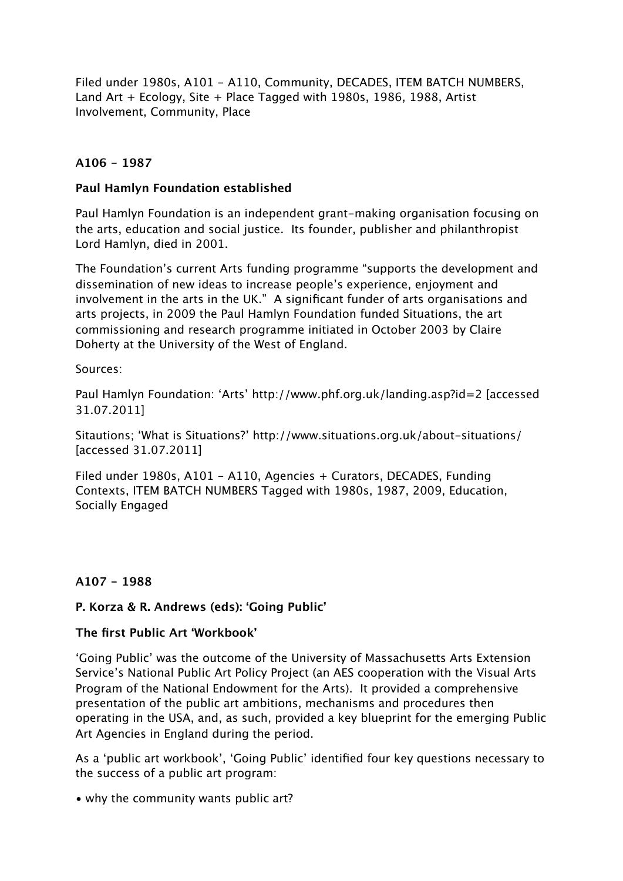Filed under 1980s, A101 – A110, Community, DECADES, ITEM BATCH NUMBERS, Land Art + Ecology, Site + Place Tagged with 1980s, 1986, 1988, Artist Involvement, Community, Place

**A106 – 1987**

**Paul Hamlyn Foundation established**

Paul Hamlyn Foundation is an independent grant-making organisation focusing on the arts, education and social justice.  Its founder, publisher and philanthropist Lord Hamlyn, died in 2001.

The Foundation's current Arts funding programme "supports the development and dissemination of new ideas to increase people's experience, enjoyment and involvement in the arts in the UK."  A significant funder of arts organisations and arts projects, in 2009 the Paul Hamlyn Foundation funded Situations, the art commissioning and research programme initiated in October 2003 by Claire Doherty at the University of the West of England.

Sources:

Paul Hamlyn Foundation: 'Arts' http://www.phf.org.uk/landing.asp?id=2 [accessed 31.07.2011]

Sitautions; 'What is Situations?' http://www.situations.org.uk/about-situations/ [accessed 31.07.2011]

Filed under 1980s, A101 – A110, Agencies + Curators, DECADES, Funding Contexts, ITEM BATCH NUMBERS Tagged with 1980s, 1987, 2009, Education, Socially Engaged

**A107 – 1988**

**P. Korza & R. Andrews (eds): 'Going Public'**

**The first Public Art 'Workbook'**

'Going Public' was the outcome of the University of Massachusetts Arts Extension Service's National Public Art Policy Project (an AES cooperation with the Visual Arts Program of the National Endowment for the Arts).  It provided a comprehensive presentation of the public art ambitions, mechanisms and procedures then operating in the USA, and, as such, provided a key blueprint for the emerging Public Art Agencies in England during the period.

As a 'public art workbook', 'Going Public' identified four key questions necessary to the success of a public art program:

- why the community wants public art?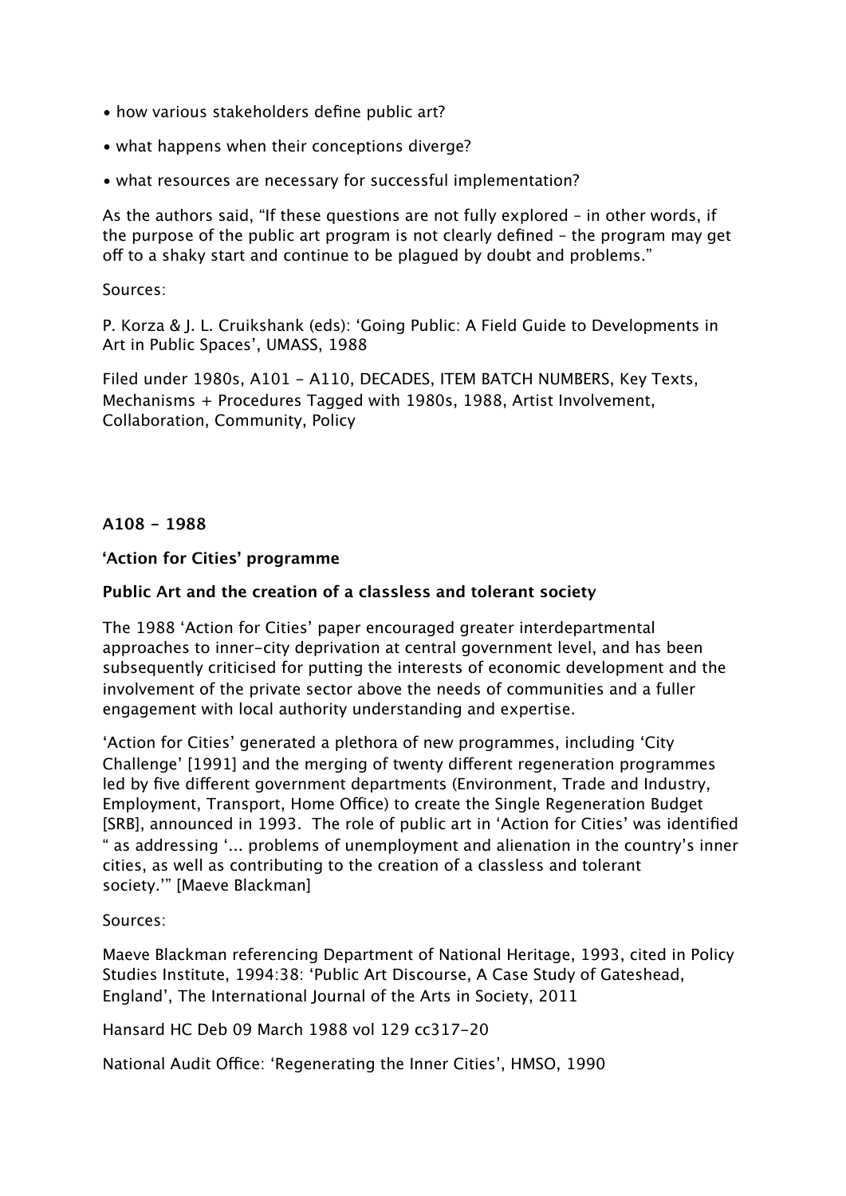- how various stakeholders define public art?
- what happens when their conceptions diverge?
- what resources are necessary for successful implementation?

As the authors said, "If these questions are not fully explored – in other words, if the purpose of the public art program is not clearly defined – the program may get off to a shaky start and continue to be plagued by doubt and problems."

Sources:

P. Korza & J. L. Cruikshank (eds): 'Going Public: A Field Guide to Developments in Art in Public Spaces', UMASS, 1988

Filed under 1980s, A101 - A110, DECADES, ITEM BATCH NUMBERS, Key Texts, Mechanisms + Procedures Tagged with 1980s, 1988, Artist Involvement, Collaboration, Community, Policy

**A108 - 1988**

**'Action for Cities' programme**

**Public Art and the creation of a classless and tolerant society**

The 1988 'Action for Cities' paper encouraged greater interdepartmental approaches to inner-city deprivation at central government level, and has been subsequently criticised for putting the interests of economic development and the involvement of the private sector above the needs of communities and a fuller engagement with local authority understanding and expertise.

'Action for Cities' generated a plethora of new programmes, including 'City Challenge' [1991] and the merging of twenty different regeneration programmes led by five different government departments (Environment, Trade and Industry, Employment, Transport, Home Office) to create the Single Regeneration Budget [SRB], announced in 1993. The role of public art in 'Action for Cities' was identified " as addressing '... problems of unemployment and alienation in the country's inner cities, as well as contributing to the creation of a classless and tolerant society.'" [Maeve Blackman]

Sources:

Maeve Blackman referencing Department of National Heritage, 1993, cited in Policy Studies Institute, 1994:38: 'Public Art Discourse, A Case Study of Gateshead, England', The International Journal of the Arts in Society, 2011

Hansard HC Deb 09 March 1988 vol 129 cc317-20

National Audit Office: 'Regenerating the Inner Cities', HMSO, 1990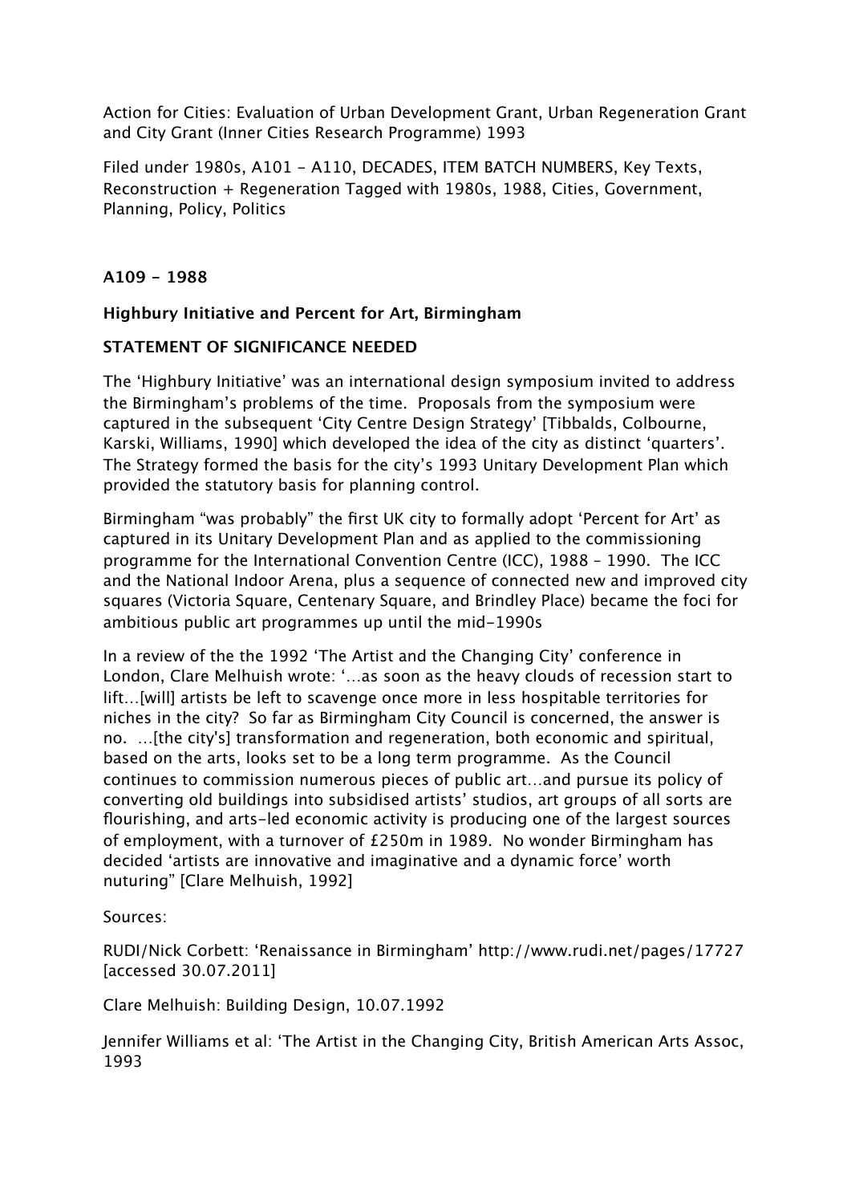Action for Cities: Evaluation of Urban Development Grant, Urban Regeneration Grant and City Grant (Inner Cities Research Programme) 1993

Filed under 1980s, A101 - A110, DECADES, ITEM BATCH NUMBERS, Key Texts, Reconstruction + Regeneration Tagged with 1980s, 1988, Cities, Government, Planning, Policy, Politics

**A109 - 1988**

**Highbury Initiative and Percent for Art, Birmingham**

**STATEMENT OF SIGNIFICANCE NEEDED**

The 'Highbury Initiative' was an international design symposium invited to address the Birmingham's problems of the time. Proposals from the symposium were captured in the subsequent 'City Centre Design Strategy' [Tibbalds, Colbourne, Karski, Williams, 1990] which developed the idea of the city as distinct 'quarters'. The Strategy formed the basis for the city's 1993 Unitary Development Plan which provided the statutory basis for planning control.

Birmingham "was probably" the first UK city to formally adopt 'Percent for Art' as captured in its Unitary Development Plan and as applied to the commissioning programme for the International Convention Centre (ICC), 1988 – 1990. The ICC and the National Indoor Arena, plus a sequence of connected new and improved city squares (Victoria Square, Centenary Square, and Brindley Place) became the foci for ambitious public art programmes up until the mid-1990s

In a review of the the 1992 'The Artist and the Changing City' conference in London, Clare Melhuish wrote: '…as soon as the heavy clouds of recession start to lift…[will] artists be left to scavenge once more in less hospitable territories for niches in the city? So far as Birmingham City Council is concerned, the answer is no. …[the city's] transformation and regeneration, both economic and spiritual, based on the arts, looks set to be a long term programme. As the Council continues to commission numerous pieces of public art…and pursue its policy of converting old buildings into subsidised artists' studios, art groups of all sorts are flourishing, and arts-led economic activity is producing one of the largest sources of employment, with a turnover of £250m in 1989. No wonder Birmingham has decided 'artists are innovative and imaginative and a dynamic force' worth nuturing" [Clare Melhuish, 1992]

Sources:

RUDI/Nick Corbett: 'Renaissance in Birmingham' http://www.rudi.net/pages/17727 [accessed 30.07.2011]

Clare Melhuish: Building Design, 10.07.1992

Jennifer Williams et al: 'The Artist in the Changing City, British American Arts Assoc, 1993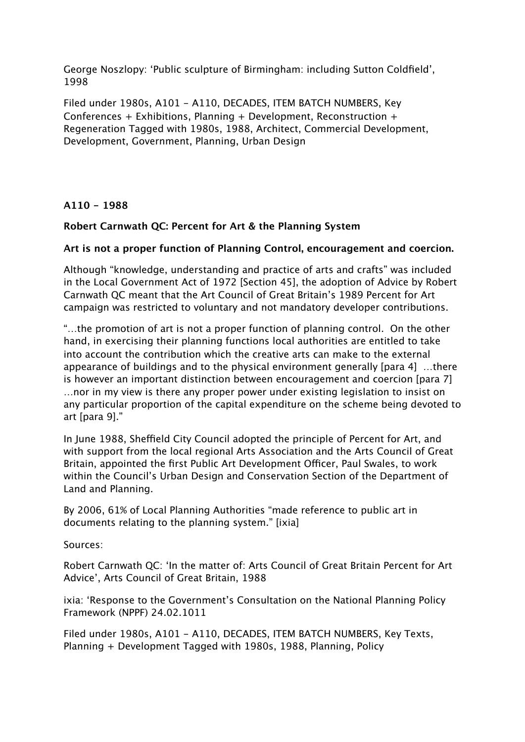George Noszlopy: 'Public sculpture of Birmingham: including Sutton Coldfield', 1998

Filed under 1980s, A101 – A110, DECADES, ITEM BATCH NUMBERS, Key Conferences + Exhibitions, Planning + Development, Reconstruction + Regeneration Tagged with 1980s, 1988, Architect, Commercial Development, Development, Government, Planning, Urban Design

## A110 – 1988

### Robert Carnwath QC: Percent for Art & the Planning System

**Art is not a proper function of Planning Control, encouragement and coercion.**

Although "knowledge, understanding and practice of arts and crafts" was included in the Local Government Act of 1972 [Section 45], the adoption of Advice by Robert Carnwath QC meant that the Art Council of Great Britain's 1989 Percent for Art campaign was restricted to voluntary and not mandatory developer contributions.

"…the promotion of art is not a proper function of planning control. On the other hand, in exercising their planning functions local authorities are entitled to take into account the contribution which the creative arts can make to the external appearance of buildings and to the physical environment generally [para 4] …there is however an important distinction between encouragement and coercion [para 7] …nor in my view is there any proper power under existing legislation to insist on any particular proportion of the capital expenditure on the scheme being devoted to art [para 9]."

In June 1988, Sheffield City Council adopted the principle of Percent for Art, and with support from the local regional Arts Association and the Arts Council of Great Britain, appointed the first Public Art Development Officer, Paul Swales, to work within the Council's Urban Design and Conservation Section of the Department of Land and Planning.

By 2006, 61% of Local Planning Authorities "made reference to public art in documents relating to the planning system." [ixia]

Sources:

Robert Carnwath QC: 'In the matter of: Arts Council of Great Britain Percent for Art Advice', Arts Council of Great Britain, 1988

ixia: 'Response to the Government's Consultation on the National Planning Policy Framework (NPPF) 24.02.1011

Filed under 1980s, A101 – A110, DECADES, ITEM BATCH NUMBERS, Key Texts, Planning + Development Tagged with 1980s, 1988, Planning, Policy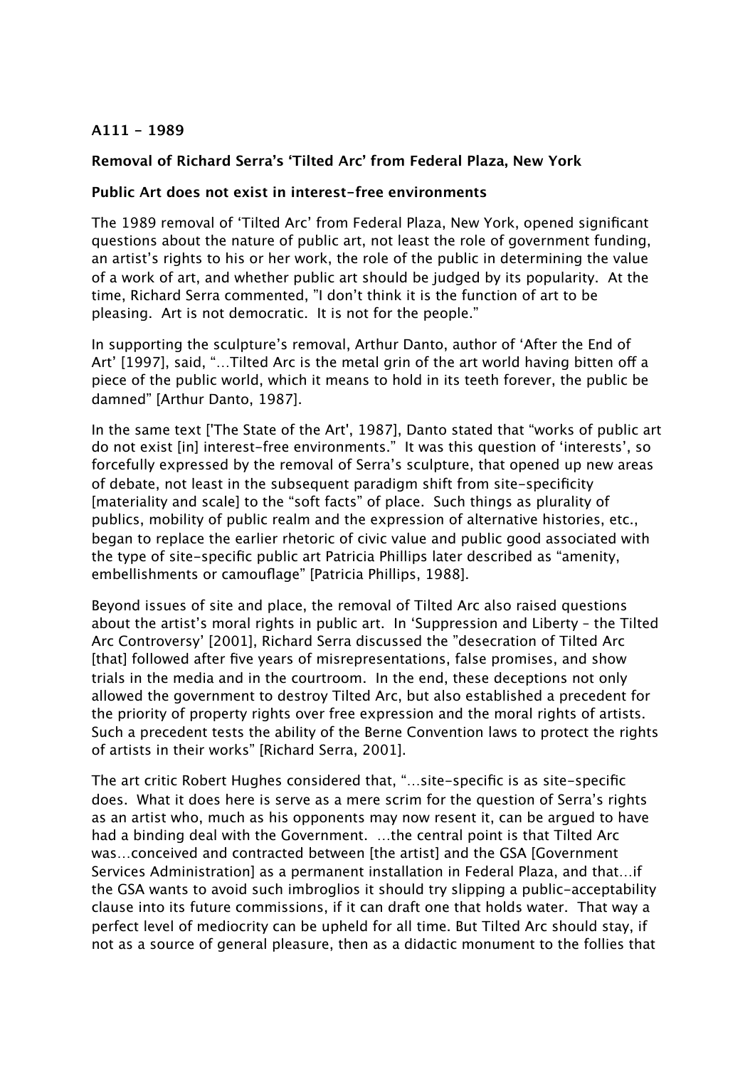**A111 - 1989**

**Removal of Richard Serra's 'Tilted Arc' from Federal Plaza, New York**

**Public Art does not exist in interest-free environments**

The 1989 removal of 'Tilted Arc' from Federal Plaza, New York, opened significant questions about the nature of public art, not least the role of government funding, an artist's rights to his or her work, the role of the public in determining the value of a work of art, and whether public art should be judged by its popularity. At the time, Richard Serra commented, "I don't think it is the function of art to be pleasing. Art is not democratic. It is not for the people."

In supporting the sculpture's removal, Arthur Danto, author of 'After the End of Art' [1997], said, "…Tilted Arc is the metal grin of the art world having bitten off a piece of the public world, which it means to hold in its teeth forever, the public be damned" [Arthur Danto, 1987].

In the same text ['The State of the Art', 1987], Danto stated that "works of public art do not exist [in] interest-free environments." It was this question of 'interests', so forcefully expressed by the removal of Serra's sculpture, that opened up new areas of debate, not least in the subsequent paradigm shift from site-specificity [materiality and scale] to the "soft facts" of place. Such things as plurality of publics, mobility of public realm and the expression of alternative histories, etc., began to replace the earlier rhetoric of civic value and public good associated with the type of site-specific public art Patricia Phillips later described as "amenity, embellishments or camouflage" [Patricia Phillips, 1988].

Beyond issues of site and place, the removal of Tilted Arc also raised questions about the artist's moral rights in public art. In 'Suppression and Liberty – the Tilted Arc Controversy' [2001], Richard Serra discussed the "desecration of Tilted Arc [that] followed after five years of misrepresentations, false promises, and show trials in the media and in the courtroom. In the end, these deceptions not only allowed the government to destroy Tilted Arc, but also established a precedent for the priority of property rights over free expression and the moral rights of artists. Such a precedent tests the ability of the Berne Convention laws to protect the rights of artists in their works" [Richard Serra, 2001].

The art critic Robert Hughes considered that, "…site-specific is as site-specific does. What it does here is serve as a mere scrim for the question of Serra's rights as an artist who, much as his opponents may now resent it, can be argued to have had a binding deal with the Government. …the central point is that Tilted Arc was…conceived and contracted between [the artist] and the GSA [Government Services Administration] as a permanent installation in Federal Plaza, and that…if the GSA wants to avoid such imbroglios it should try slipping a public-acceptability clause into its future commissions, if it can draft one that holds water. That way a perfect level of mediocrity can be upheld for all time. But Tilted Arc should stay, if not as a source of general pleasure, then as a didactic monument to the follies that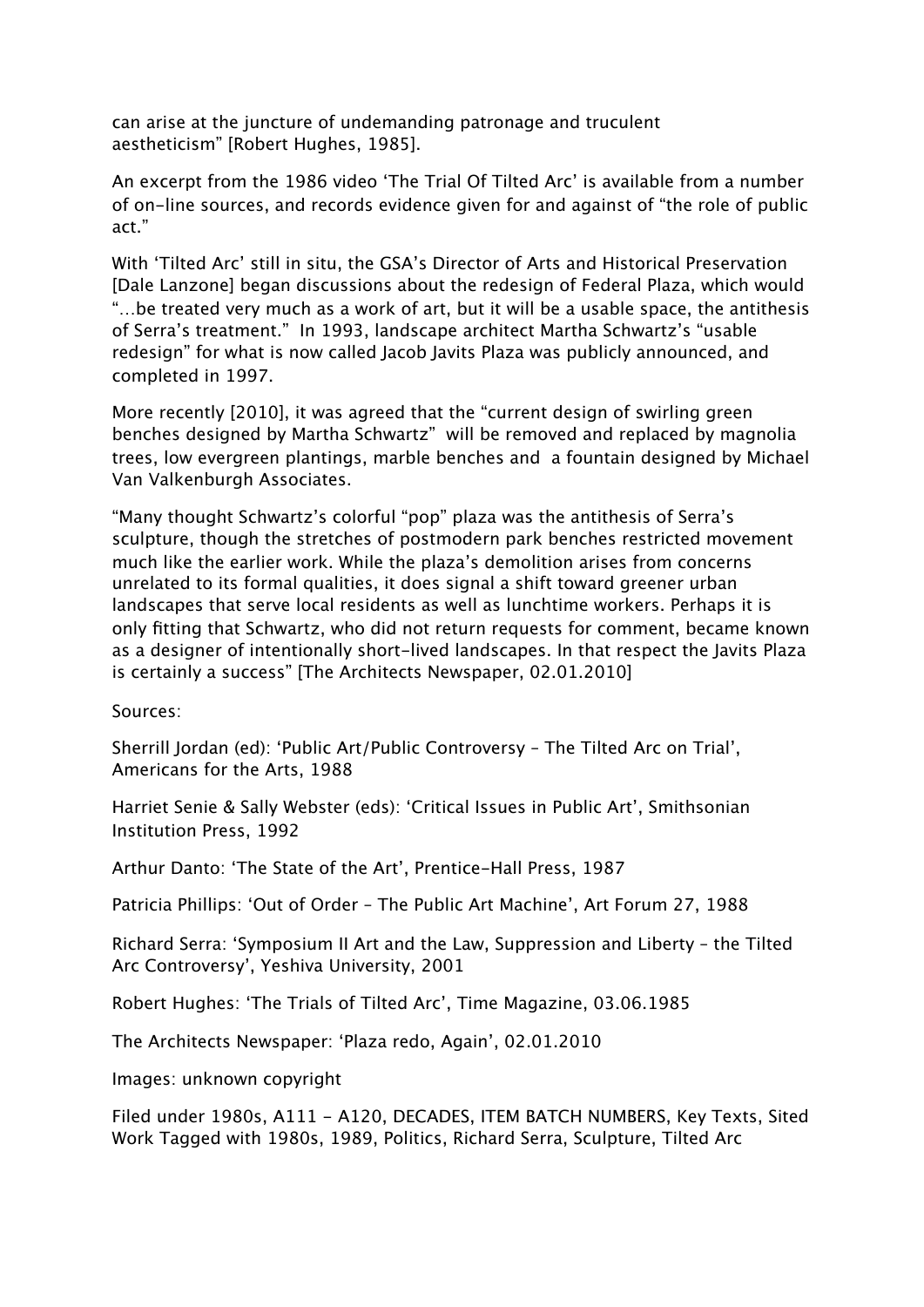can arise at the juncture of undemanding patronage and truculent aestheticism" [Robert Hughes, 1985].

An excerpt from the 1986 video 'The Trial Of Tilted Arc' is available from a number of on-line sources, and records evidence given for and against of "the role of public act."

With 'Tilted Arc' still in situ, the GSA's Director of Arts and Historical Preservation [Dale Lanzone] began discussions about the redesign of Federal Plaza, which would "…be treated very much as a work of art, but it will be a usable space, the antithesis of Serra's treatment." In 1993, landscape architect Martha Schwartz's "usable redesign" for what is now called Jacob Javits Plaza was publicly announced, and completed in 1997.

More recently [2010], it was agreed that the "current design of swirling green benches designed by Martha Schwartz" will be removed and replaced by magnolia trees, low evergreen plantings, marble benches and a fountain designed by Michael Van Valkenburgh Associates.

"Many thought Schwartz's colorful "pop" plaza was the antithesis of Serra's sculpture, though the stretches of postmodern park benches restricted movement much like the earlier work. While the plaza's demolition arises from concerns unrelated to its formal qualities, it does signal a shift toward greener urban landscapes that serve local residents as well as lunchtime workers. Perhaps it is only fitting that Schwartz, who did not return requests for comment, became known as a designer of intentionally short-lived landscapes. In that respect the Javits Plaza is certainly a success" [The Architects Newspaper, 02.01.2010]

Sources:

Sherrill Jordan (ed): 'Public Art/Public Controversy – The Tilted Arc on Trial', Americans for the Arts, 1988

Harriet Senie & Sally Webster (eds): 'Critical Issues in Public Art', Smithsonian Institution Press, 1992

Arthur Danto: 'The State of the Art', Prentice-Hall Press, 1987

Patricia Phillips: 'Out of Order – The Public Art Machine', Art Forum 27, 1988

Richard Serra: 'Symposium II Art and the Law, Suppression and Liberty – the Tilted Arc Controversy', Yeshiva University, 2001

Robert Hughes: 'The Trials of Tilted Arc', Time Magazine, 03.06.1985

The Architects Newspaper: 'Plaza redo, Again', 02.01.2010

Images: unknown copyright

Filed under 1980s, A111 - A120, DECADES, ITEM BATCH NUMBERS, Key Texts, Sited Work Tagged with 1980s, 1989, Politics, Richard Serra, Sculpture, Tilted Arc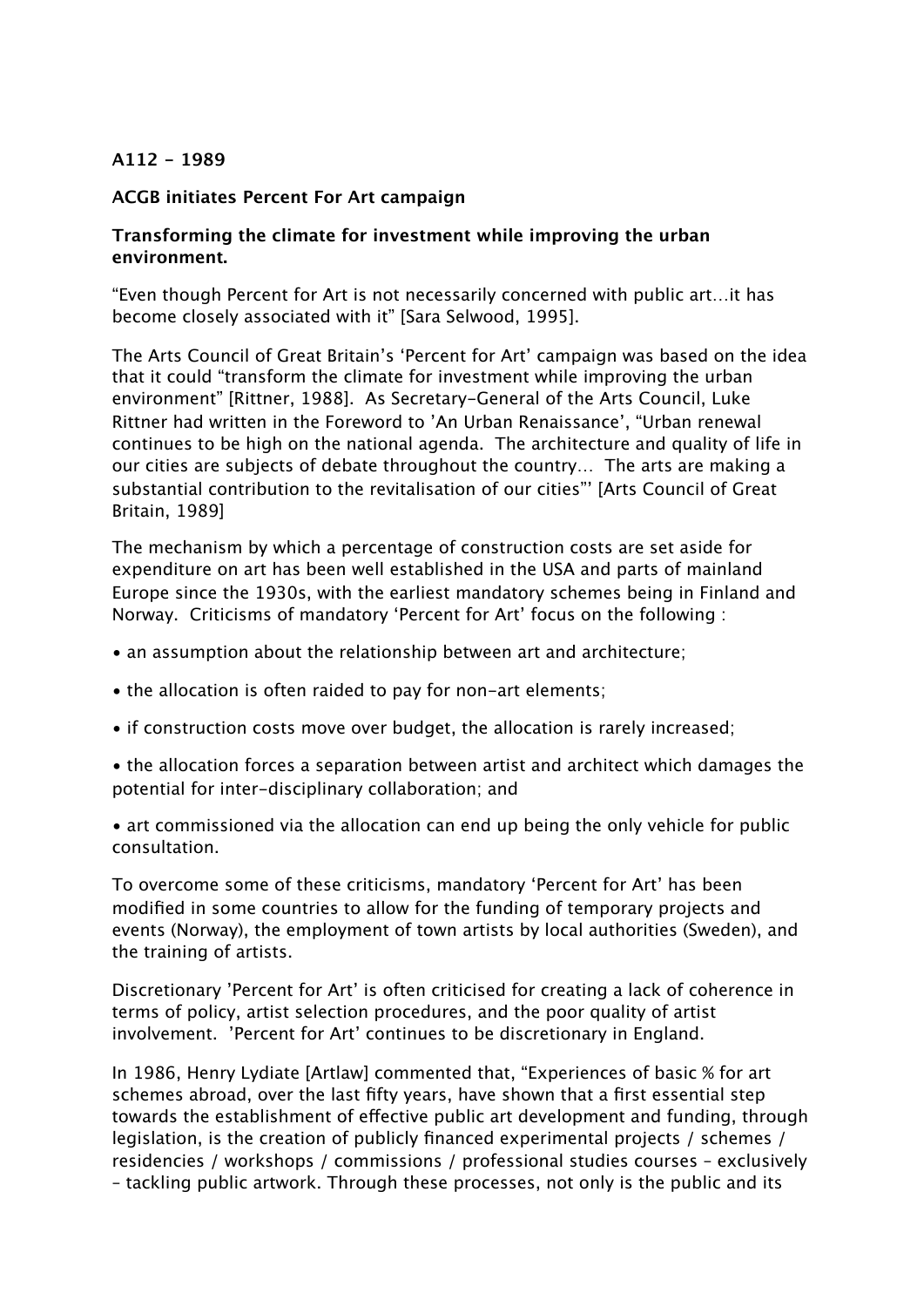**A112 - 1989**

**ACGB initiates Percent For Art campaign**

**Transforming the climate for investment while improving the urban environment.**

“Even though Percent for Art is not necessarily concerned with public art…it has become closely associated with it” [Sara Selwood, 1995].

The Arts Council of Great Britain’s ‘Percent for Art’ campaign was based on the idea that it could “transform the climate for investment while improving the urban environment” [Rittner, 1988]. As Secretary-General of the Arts Council, Luke Rittner had written in the Foreword to ’An Urban Renaissance’, “Urban renewal continues to be high on the national agenda. The architecture and quality of life in our cities are subjects of debate throughout the country… The arts are making a substantial contribution to the revitalisation of our cities”’ [Arts Council of Great Britain, 1989]

The mechanism by which a percentage of construction costs are set aside for expenditure on art has been well established in the USA and parts of mainland Europe since the 1930s, with the earliest mandatory schemes being in Finland and Norway. Criticisms of mandatory ‘Percent for Art’ focus on the following :

- an assumption about the relationship between art and architecture;
- the allocation is often raided to pay for non-art elements;
- if construction costs move over budget, the allocation is rarely increased;
- the allocation forces a separation between artist and architect which damages the potential for inter-disciplinary collaboration; and
- art commissioned via the allocation can end up being the only vehicle for public consultation.

To overcome some of these criticisms, mandatory ‘Percent for Art’ has been modified in some countries to allow for the funding of temporary projects and events (Norway), the employment of town artists by local authorities (Sweden), and the training of artists.

Discretionary ’Percent for Art’ is often criticised for creating a lack of coherence in terms of policy, artist selection procedures, and the poor quality of artist involvement. ’Percent for Art’ continues to be discretionary in England.

In 1986, Henry Lydiate [Artlaw] commented that, “Experiences of basic % for art schemes abroad, over the last fifty years, have shown that a first essential step towards the establishment of effective public art development and funding, through legislation, is the creation of publicly financed experimental projects / schemes / residencies / workshops / commissions / professional studies courses – exclusively – tackling public artwork. Through these processes, not only is the public and its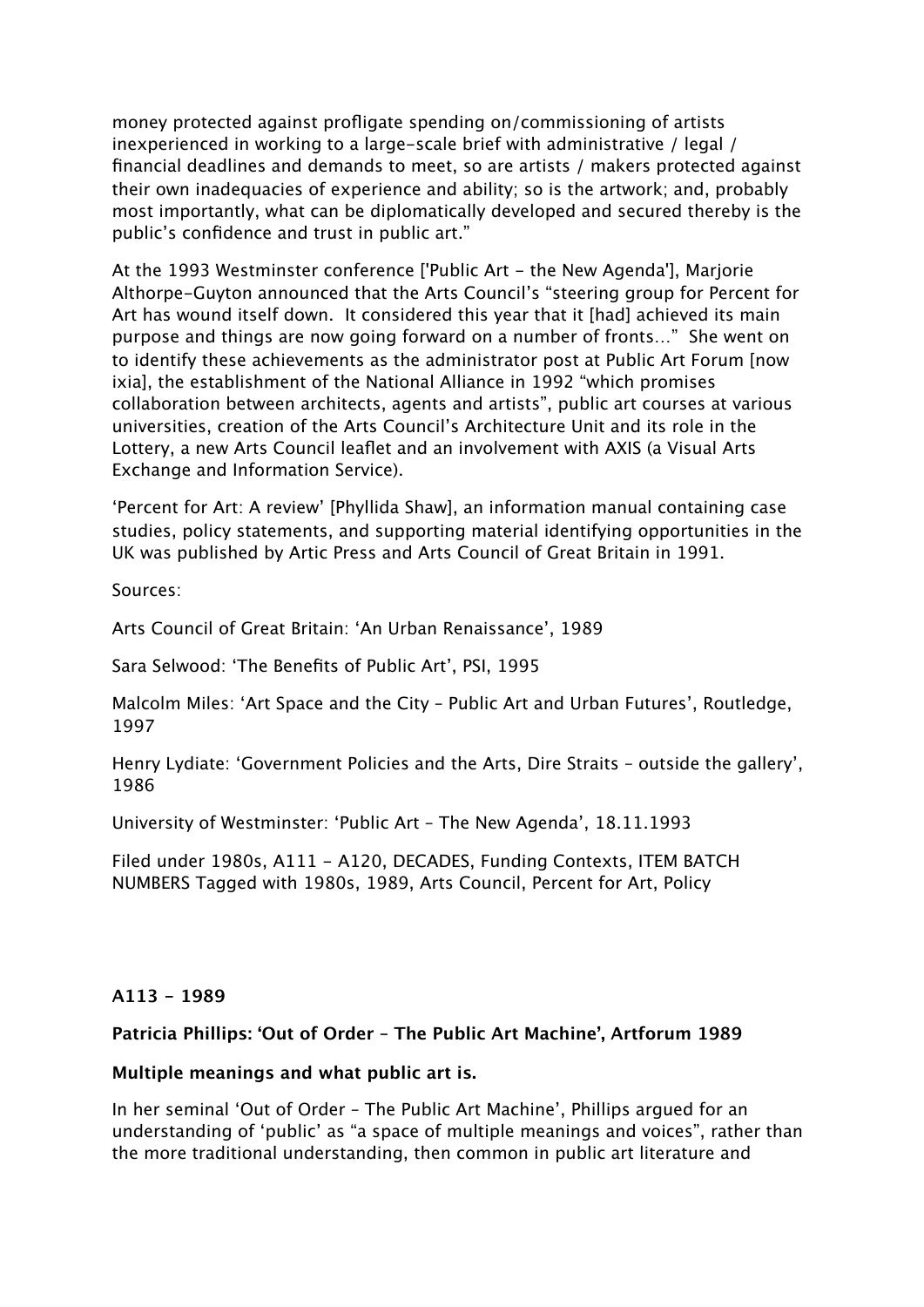money protected against profligate spending on/commissioning of artists inexperienced in working to a large-scale brief with administrative / legal / financial deadlines and demands to meet, so are artists / makers protected against their own inadequacies of experience and ability; so is the artwork; and, probably most importantly, what can be diplomatically developed and secured thereby is the public's confidence and trust in public art."

At the 1993 Westminster conference ['Public Art - the New Agenda'], Marjorie Althorpe-Guyton announced that the Arts Council's "steering group for Percent for Art has wound itself down. It considered this year that it [had] achieved its main purpose and things are now going forward on a number of fronts…" She went on to identify these achievements as the administrator post at Public Art Forum [now ixia], the establishment of the National Alliance in 1992 "which promises collaboration between architects, agents and artists", public art courses at various universities, creation of the Arts Council's Architecture Unit and its role in the Lottery, a new Arts Council leaflet and an involvement with AXIS (a Visual Arts Exchange and Information Service).

'Percent for Art: A review' [Phyllida Shaw], an information manual containing case studies, policy statements, and supporting material identifying opportunities in the UK was published by Artic Press and Arts Council of Great Britain in 1991.

Sources:

Arts Council of Great Britain: 'An Urban Renaissance', 1989

Sara Selwood: 'The Benefits of Public Art', PSI, 1995

Malcolm Miles: 'Art Space and the City – Public Art and Urban Futures', Routledge, 1997

Henry Lydiate: 'Government Policies and the Arts, Dire Straits – outside the gallery', 1986

University of Westminster: 'Public Art – The New Agenda', 18.11.1993

Filed under 1980s, A111 - A120, DECADES, Funding Contexts, ITEM BATCH NUMBERS Tagged with 1980s, 1989, Arts Council, Percent for Art, Policy

**A113 – 1989**

**Patricia Phillips: 'Out of Order – The Public Art Machine', Artforum 1989**

**Multiple meanings and what public art is.**

In her seminal 'Out of Order – The Public Art Machine', Phillips argued for an understanding of 'public' as "a space of multiple meanings and voices", rather than the more traditional understanding, then common in public art literature and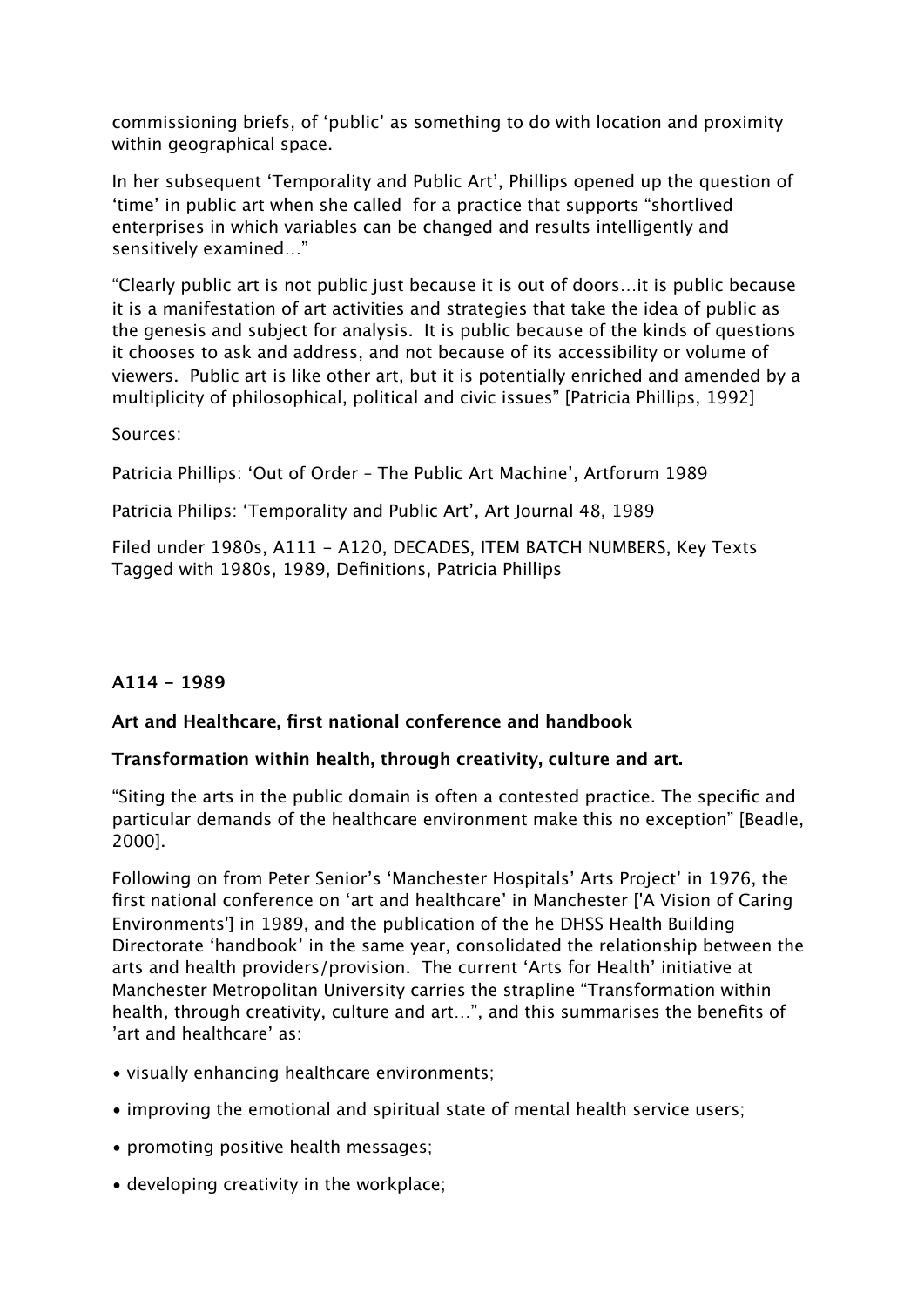commissioning briefs, of 'public' as something to do with location and proximity within geographical space.

In her subsequent 'Temporality and Public Art', Phillips opened up the question of 'time' in public art when she called for a practice that supports "shortlived enterprises in which variables can be changed and results intelligently and sensitively examined..."

"Clearly public art is not public just because it is out of doors...it is public because it is a manifestation of art activities and strategies that take the idea of public as the genesis and subject for analysis. It is public because of the kinds of questions it chooses to ask and address, and not because of its accessibility or volume of viewers. Public art is like other art, but it is potentially enriched and amended by a multiplicity of philosophical, political and civic issues" [Patricia Phillips, 1992]

Sources:

Patricia Phillips: 'Out of Order – The Public Art Machine', Artforum 1989

Patricia Philips: 'Temporality and Public Art', Art Journal 48, 1989

Filed under 1980s, A111 – A120, DECADES, ITEM BATCH NUMBERS, Key Texts
Tagged with 1980s, 1989, Definitions, Patricia Phillips

**A114 – 1989**

**Art and Healthcare, first national conference and handbook**

**Transformation within health, through creativity, culture and art.**

"Siting the arts in the public domain is often a contested practice. The specific and particular demands of the healthcare environment make this no exception" [Beadle, 2000].

Following on from Peter Senior's 'Manchester Hospitals' Arts Project' in 1976, the first national conference on 'art and healthcare' in Manchester ['A Vision of Caring Environments'] in 1989, and the publication of the he DHSS Health Building Directorate 'handbook' in the same year, consolidated the relationship between the arts and health providers/provision. The current 'Arts for Health' initiative at Manchester Metropolitan University carries the strapline "Transformation within health, through creativity, culture and art...", and this summarises the benefits of 'art and healthcare' as:

- visually enhancing healthcare environments;
- improving the emotional and spiritual state of mental health service users;
- promoting positive health messages;
- developing creativity in the workplace;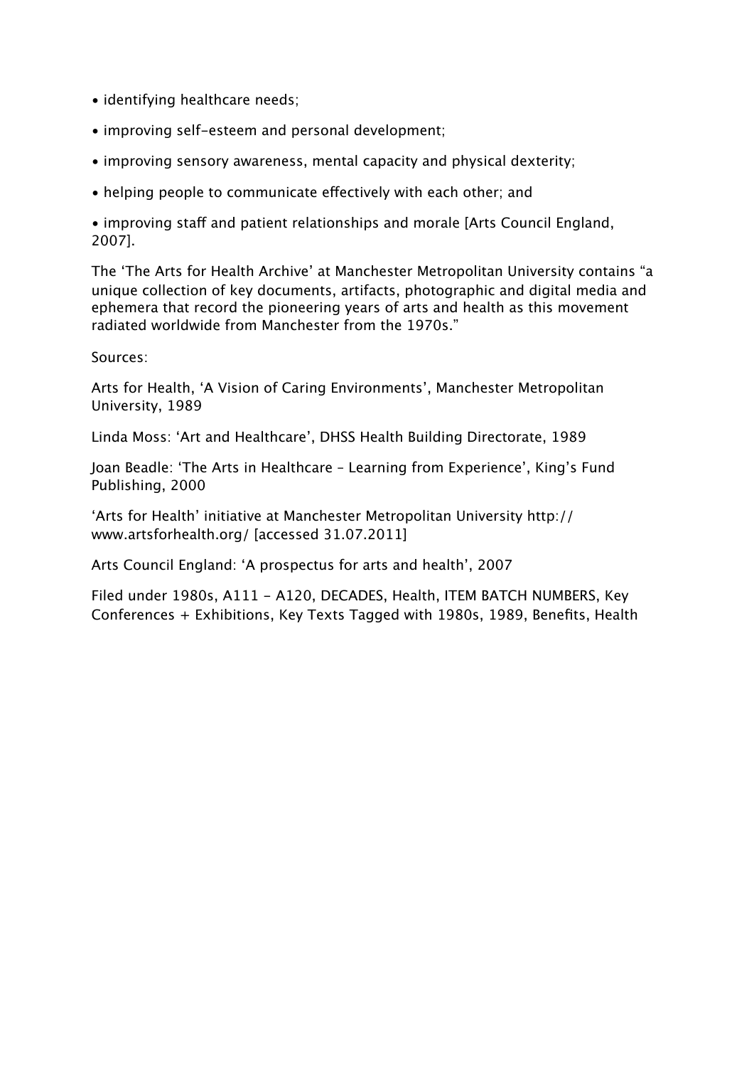- identifying healthcare needs;
- improving self-esteem and personal development;
- improving sensory awareness, mental capacity and physical dexterity;
- helping people to communicate effectively with each other; and
- improving staff and patient relationships and morale [Arts Council England, 2007].

The 'The Arts for Health Archive' at Manchester Metropolitan University contains "a unique collection of key documents, artifacts, photographic and digital media and ephemera that record the pioneering years of arts and health as this movement radiated worldwide from Manchester from the 1970s."

Sources:

Arts for Health, 'A Vision of Caring Environments', Manchester Metropolitan University, 1989

Linda Moss: 'Art and Healthcare', DHSS Health Building Directorate, 1989

Joan Beadle: 'The Arts in Healthcare – Learning from Experience', King's Fund Publishing, 2000

'Arts for Health' initiative at Manchester Metropolitan University http://www.artsforhealth.org/ [accessed 31.07.2011]

Arts Council England: 'A prospectus for arts and health', 2007

Filed under 1980s, A111 - A120, DECADES, Health, ITEM BATCH NUMBERS, Key Conferences + Exhibitions, Key Texts Tagged with 1980s, 1989, Benefits, Health